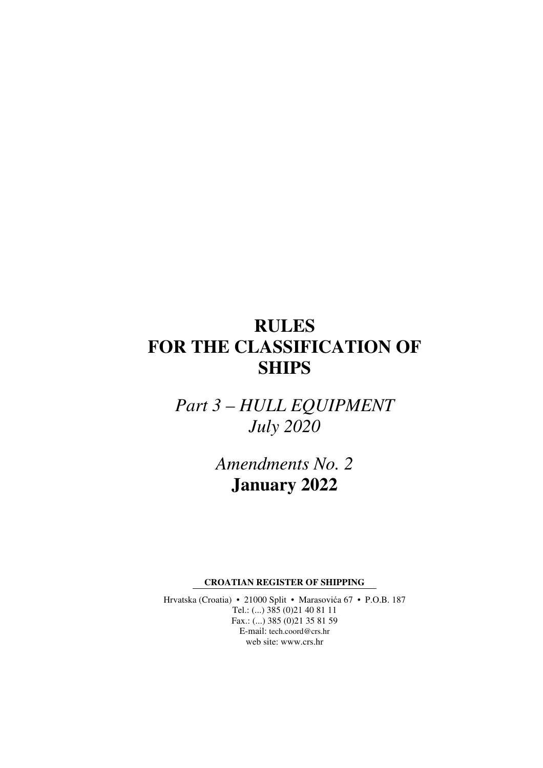# RULES FOR THE CLASSIFICATION OF SHIPS

*Part 3 – HULL EQUIPMENT*
*July 2020*

*Amendments No. 2*
**January 2022**

**CROATIAN REGISTER OF SHIPPING**

Hrvatska (Croatia) • 21000 Split • Marasovića 67 • P.O.B. 187
Tel.: (...) 385 (0)21 40 81 11
Fax.: (...) 385 (0)21 35 81 59
E-mail: tech.coord@crs.hr
web site: www.crs.hr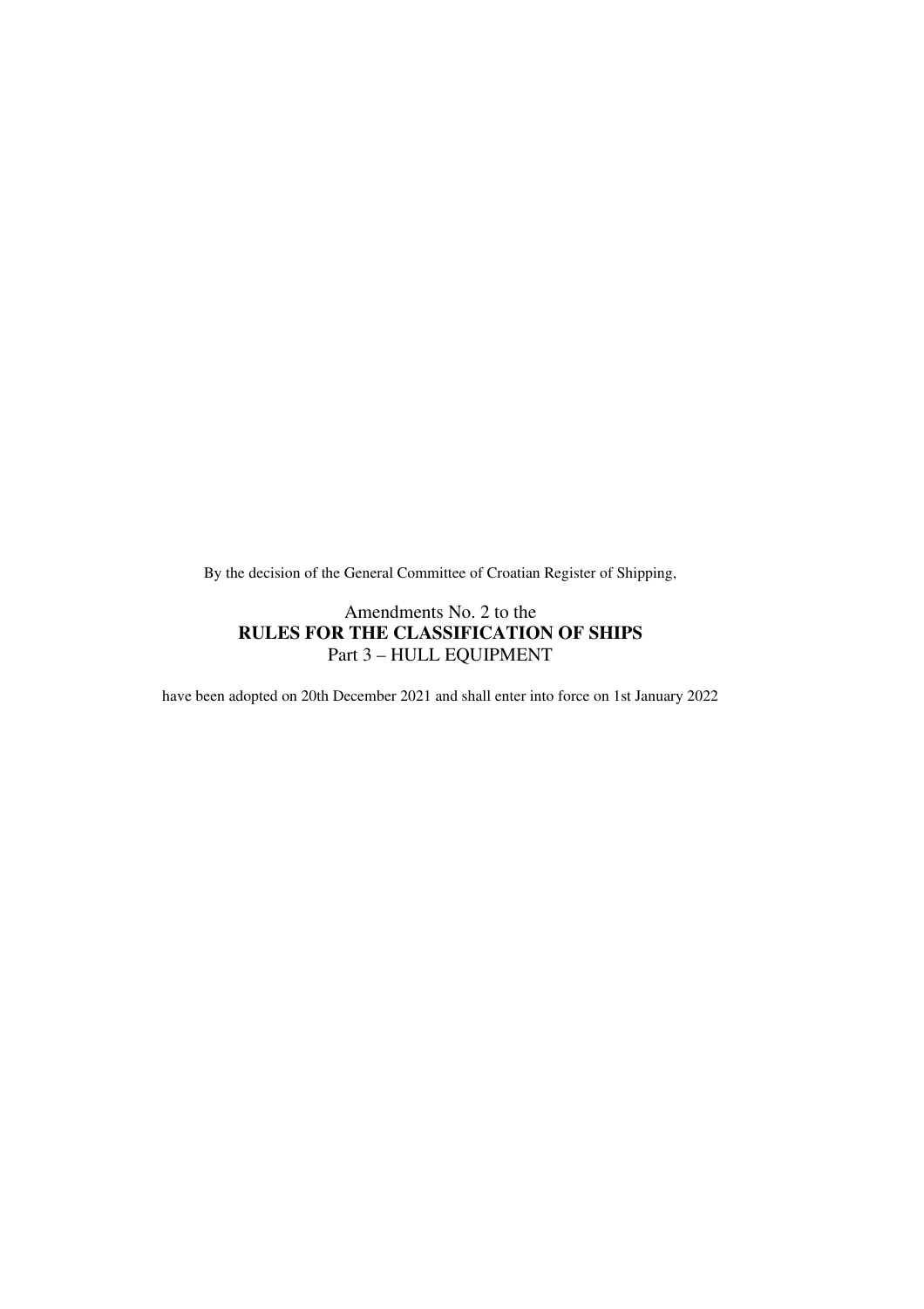By the decision of the General Committee of Croatian Register of Shipping,

Amendments No. 2 to the
**RULES FOR THE CLASSIFICATION OF SHIPS**
Part 3 – HULL EQUIPMENT

have been adopted on 20th December 2021 and shall enter into force on 1st January 2022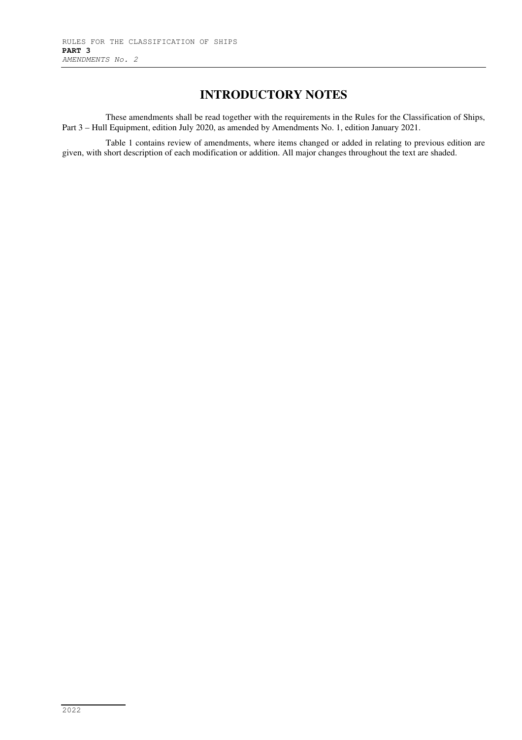# INTRODUCTORY NOTES

These amendments shall be read together with the requirements in the Rules for the Classification of Ships, Part 3 – Hull Equipment, edition July 2020, as amended by Amendments No. 1, edition January 2021.

Table 1 contains review of amendments, where items changed or added in relating to previous edition are given, with short description of each modification or addition. All major changes throughout the text are shaded.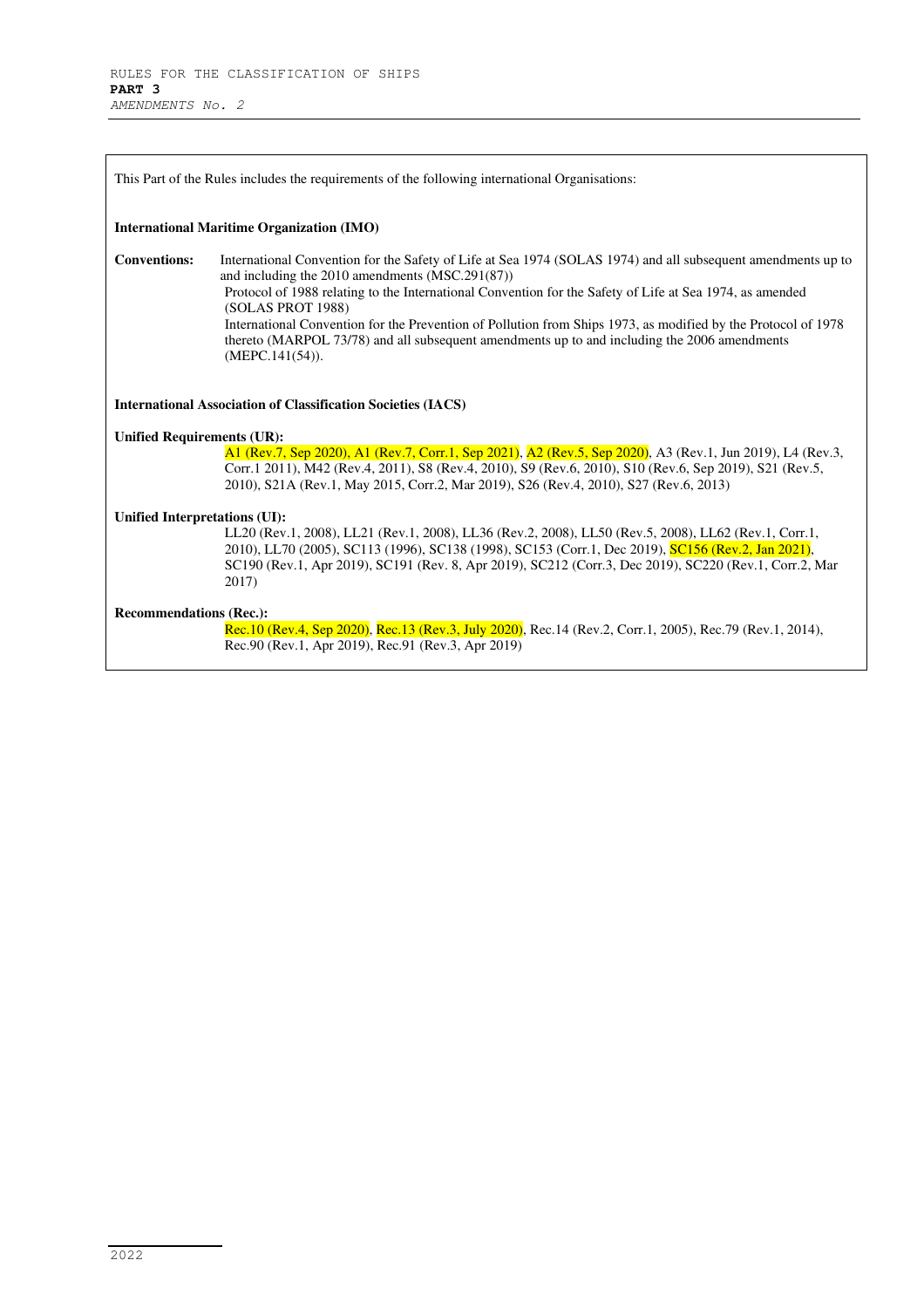This Part of the Rules includes the requirements of the following international Organisations:

**International Maritime Organization (IMO)**

**Conventions:** International Convention for the Safety of Life at Sea 1974 (SOLAS 1974) and all subsequent amendments up to and including the 2010 amendments (MSC.291(87))
Protocol of 1988 relating to the International Convention for the Safety of Life at Sea 1974, as amended (SOLAS PROT 1988)
International Convention for the Prevention of Pollution from Ships 1973, as modified by the Protocol of 1978 thereto (MARPOL 73/78) and all subsequent amendments up to and including the 2006 amendments (MEPC.141(54)).

**International Association of Classification Societies (IACS)**

**Unified Requirements (UR):**
A1 (Rev.7, Sep 2020), A1 (Rev.7, Corr.1, Sep 2021), A2 (Rev.5, Sep 2020), A3 (Rev.1, Jun 2019), L4 (Rev.3, Corr.1 2011), M42 (Rev.4, 2011), S8 (Rev.4, 2010), S9 (Rev.6, 2010), S10 (Rev.6, Sep 2019), S21 (Rev.5, 2010), S21A (Rev.1, May 2015, Corr.2, Mar 2019), S26 (Rev.4, 2010), S27 (Rev.6, 2013)

**Unified Interpretations (UI):**
LL20 (Rev.1, 2008), LL21 (Rev.1, 2008), LL36 (Rev.2, 2008), LL50 (Rev.5, 2008), LL62 (Rev.1, Corr.1, 2010), LL70 (2005), SC113 (1996), SC138 (1998), SC153 (Corr.1, Dec 2019), SC156 (Rev.2, Jan 2021), SC190 (Rev.1, Apr 2019), SC191 (Rev. 8, Apr 2019), SC212 (Corr.3, Dec 2019), SC220 (Rev.1, Corr.2, Mar 2017)

**Recommendations (Rec.):**
Rec.10 (Rev.4, Sep 2020), Rec.13 (Rev.3, July 2020), Rec.14 (Rev.2, Corr.1, 2005), Rec.79 (Rev.1, 2014), Rec.90 (Rev.1, Apr 2019), Rec.91 (Rev.3, Apr 2019)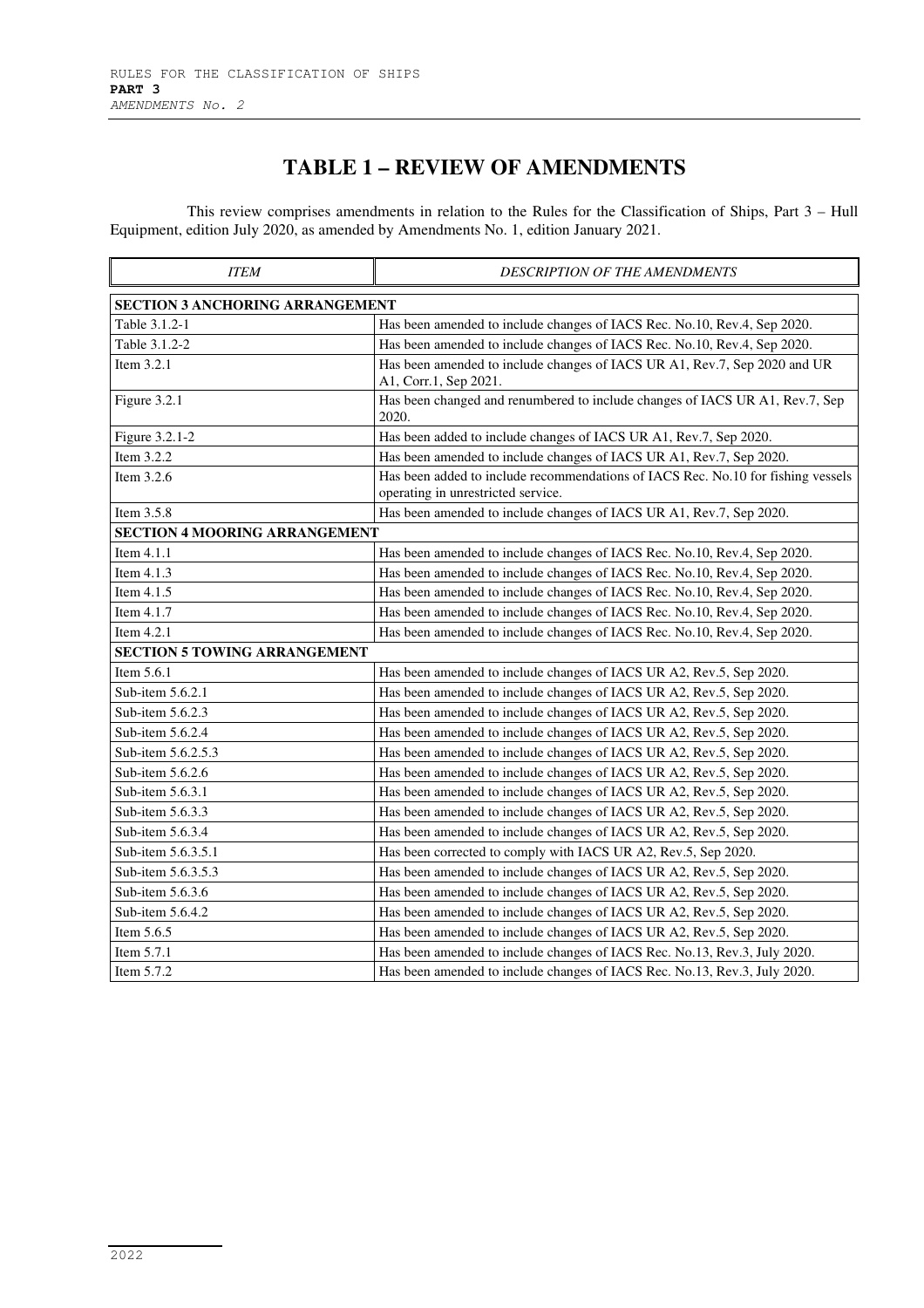# TABLE 1 – REVIEW OF AMENDMENTS

This review comprises amendments in relation to the Rules for the Classification of Ships, Part 3 – Hull Equipment, edition July 2020, as amended by Amendments No. 1, edition January 2021.

| *ITEM* | *DESCRIPTION OF THE AMENDMENTS* |
|---|---|
| **SECTION 3 ANCHORING ARRANGEMENT** | |
| Table 3.1.2-1 | Has been amended to include changes of IACS Rec. No.10, Rev.4, Sep 2020. |
| Table 3.1.2-2 | Has been amended to include changes of IACS Rec. No.10, Rev.4, Sep 2020. |
| Item 3.2.1 | Has been amended to include changes of IACS UR A1, Rev.7, Sep 2020 and UR A1, Corr.1, Sep 2021. |
| Figure 3.2.1 | Has been changed and renumbered to include changes of IACS UR A1, Rev.7, Sep 2020. |
| Figure 3.2.1-2 | Has been added to include changes of IACS UR A1, Rev.7, Sep 2020. |
| Item 3.2.2 | Has been amended to include changes of IACS UR A1, Rev.7, Sep 2020. |
| Item 3.2.6 | Has been added to include recommendations of IACS Rec. No.10 for fishing vessels operating in unrestricted service. |
| Item 3.5.8 | Has been amended to include changes of IACS UR A1, Rev.7, Sep 2020. |
| **SECTION 4 MOORING ARRANGEMENT** | |
| Item 4.1.1 | Has been amended to include changes of IACS Rec. No.10, Rev.4, Sep 2020. |
| Item 4.1.3 | Has been amended to include changes of IACS Rec. No.10, Rev.4, Sep 2020. |
| Item 4.1.5 | Has been amended to include changes of IACS Rec. No.10, Rev.4, Sep 2020. |
| Item 4.1.7 | Has been amended to include changes of IACS Rec. No.10, Rev.4, Sep 2020. |
| Item 4.2.1 | Has been amended to include changes of IACS Rec. No.10, Rev.4, Sep 2020. |
| **SECTION 5 TOWING ARRANGEMENT** | |
| Item 5.6.1 | Has been amended to include changes of IACS UR A2, Rev.5, Sep 2020. |
| Sub-item 5.6.2.1 | Has been amended to include changes of IACS UR A2, Rev.5, Sep 2020. |
| Sub-item 5.6.2.3 | Has been amended to include changes of IACS UR A2, Rev.5, Sep 2020. |
| Sub-item 5.6.2.4 | Has been amended to include changes of IACS UR A2, Rev.5, Sep 2020. |
| Sub-item 5.6.2.5.3 | Has been amended to include changes of IACS UR A2, Rev.5, Sep 2020. |
| Sub-item 5.6.2.6 | Has been amended to include changes of IACS UR A2, Rev.5, Sep 2020. |
| Sub-item 5.6.3.1 | Has been amended to include changes of IACS UR A2, Rev.5, Sep 2020. |
| Sub-item 5.6.3.3 | Has been amended to include changes of IACS UR A2, Rev.5, Sep 2020. |
| Sub-item 5.6.3.4 | Has been amended to include changes of IACS UR A2, Rev.5, Sep 2020. |
| Sub-item 5.6.3.5.1 | Has been corrected to comply with IACS UR A2, Rev.5, Sep 2020. |
| Sub-item 5.6.3.5.3 | Has been amended to include changes of IACS UR A2, Rev.5, Sep 2020. |
| Sub-item 5.6.3.6 | Has been amended to include changes of IACS UR A2, Rev.5, Sep 2020. |
| Sub-item 5.6.4.2 | Has been amended to include changes of IACS UR A2, Rev.5, Sep 2020. |
| Item 5.6.5 | Has been amended to include changes of IACS UR A2, Rev.5, Sep 2020. |
| Item 5.7.1 | Has been amended to include changes of IACS Rec. No.13, Rev.3, July 2020. |
| Item 5.7.2 | Has been amended to include changes of IACS Rec. No.13, Rev.3, July 2020. |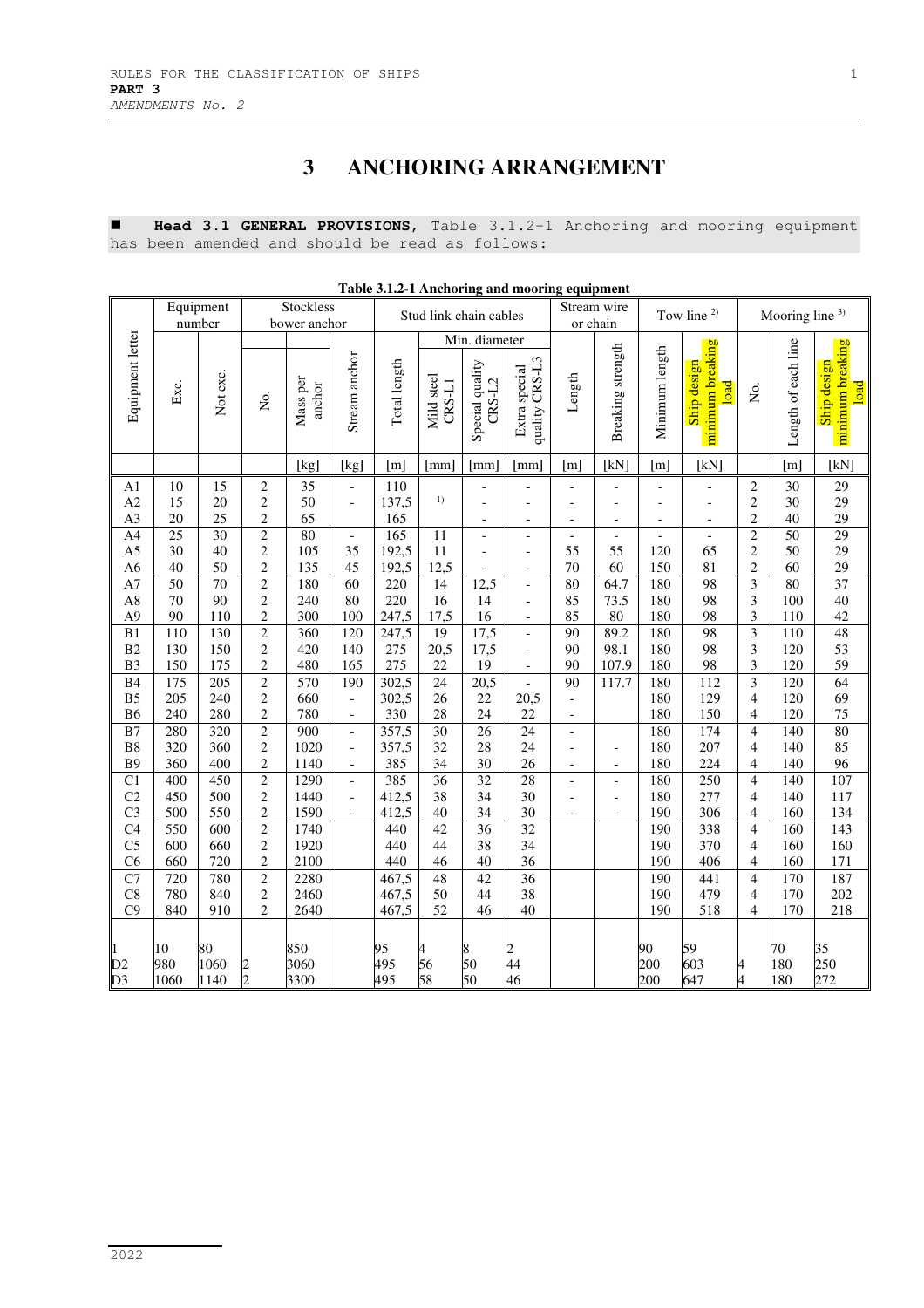# 3 ANCHORING ARRANGEMENT

■ **Head 3.1 GENERAL PROVISIONS,** Table 3.1.2-1 Anchoring and mooring equipment has been amended and should be read as follows:

**Table 3.1.2-1 Anchoring and mooring equipment**

| Equipment letter | Equipment number | | Stockless bower anchor | | | Stud link chain cables | | | | Stream wire or chain | | Tow line [2)] | | Mooring line [3)] | | |
|---|---|---|---|---|---|---|---|---|---|---|---|---|---|---|---|---|
| | | | | | | | Min. diameter | | | | | | | | | |
| | Exc. | Not exc. | No. | Mass per anchor | Stream anchor | Total length | Mild steel CRS-L1 | Special quality CRS-L2 | Extra special quality CRS-L3 | Length | Breaking strength | Minimum length | Ship design minimum breaking load | No. | Length of each line | Ship design minimum breaking load |
| | | | | [kg] | [kg] | [m] | [mm] | [mm] | [mm] | [m] | [kN] | [m] | [kN] | | [m] | [kN] |
| A1 | 10 | 15 | 2 | 35 | - | 110 | | - | - | - | - | - | - | 2 | 30 | 29 |
| A2 | 15 | 20 | 2 | 50 | - | 137,5 | 1) | - | - | - | - | - | - | 2 | 30 | 29 |
| A3 | 20 | 25 | 2 | 65 | | 165 | | - | - | - | - | - | - | 2 | 40 | 29 |
| A4 | 25 | 30 | 2 | 80 | - | 165 | 11 | - | - | - | - | - | - | 2 | 50 | 29 |
| A5 | 30 | 40 | 2 | 105 | 35 | 192,5 | 11 | - | - | 55 | 55 | 120 | 65 | 2 | 50 | 29 |
| A6 | 40 | 50 | 2 | 135 | 45 | 192,5 | 12,5 | - | - | 70 | 60 | 150 | 81 | 2 | 60 | 29 |
| A7 | 50 | 70 | 2 | 180 | 60 | 220 | 14 | 12,5 | - | 80 | 64.7 | 180 | 98 | 3 | 80 | 37 |
| A8 | 70 | 90 | 2 | 240 | 80 | 220 | 16 | 14 | - | 85 | 73.5 | 180 | 98 | 3 | 100 | 40 |
| A9 | 90 | 110 | 2 | 300 | 100 | 247,5 | 17,5 | 16 | - | 85 | 80 | 180 | 98 | 3 | 110 | 42 |
| B1 | 110 | 130 | 2 | 360 | 120 | 247,5 | 19 | 17,5 | - | 90 | 89.2 | 180 | 98 | 3 | 110 | 48 |
| B2 | 130 | 150 | 2 | 420 | 140 | 275 | 20,5 | 17,5 | - | 90 | 98.1 | 180 | 98 | 3 | 120 | 53 |
| B3 | 150 | 175 | 2 | 480 | 165 | 275 | 22 | 19 | - | 90 | 107.9 | 180 | 98 | 3 | 120 | 59 |
| B4 | 175 | 205 | 2 | 570 | 190 | 302,5 | 24 | 20,5 | - | 90 | 117.7 | 180 | 112 | 3 | 120 | 64 |
| B5 | 205 | 240 | 2 | 660 | - | 302,5 | 26 | 22 | 20,5 | - | | 180 | 129 | 4 | 120 | 69 |
| B6 | 240 | 280 | 2 | 780 | - | 330 | 28 | 24 | 22 | - | | 180 | 150 | 4 | 120 | 75 |
| B7 | 280 | 320 | 2 | 900 | - | 357,5 | 30 | 26 | 24 | - | | 180 | 174 | 4 | 140 | 80 |
| B8 | 320 | 360 | 2 | 1020 | - | 357,5 | 32 | 28 | 24 | - | - | 180 | 207 | 4 | 140 | 85 |
| B9 | 360 | 400 | 2 | 1140 | - | 385 | 34 | 30 | 26 | - | - | 180 | 224 | 4 | 140 | 96 |
| C1 | 400 | 450 | 2 | 1290 | - | 385 | 36 | 32 | 28 | - | - | 180 | 250 | 4 | 140 | 107 |
| C2 | 450 | 500 | 2 | 1440 | - | 412,5 | 38 | 34 | 30 | - | - | 180 | 277 | 4 | 140 | 117 |
| C3 | 500 | 550 | 2 | 1590 | - | 412,5 | 40 | 34 | 30 | - | - | 190 | 306 | 4 | 160 | 134 |
| C4 | 550 | 600 | 2 | 1740 | | 440 | 42 | 36 | 32 | | | 190 | 338 | 4 | 160 | 143 |
| C5 | 600 | 660 | 2 | 1920 | | 440 | 44 | 38 | 34 | | | 190 | 370 | 4 | 160 | 160 |
| C6 | 660 | 720 | 2 | 2100 | | 440 | 46 | 40 | 36 | | | 190 | 406 | 4 | 160 | 171 |
| C7 | 720 | 780 | 2 | 2280 | | 467,5 | 48 | 42 | 36 | | | 190 | 441 | 4 | 170 | 187 |
| C8 | 780 | 840 | 2 | 2460 | | 467,5 | 50 | 44 | 38 | | | 190 | 479 | 4 | 170 | 202 |
| C9 | 840 | 910 | 2 | 2640 | | 467,5 | 52 | 46 | 40 | | | 190 | 518 | 4 | 170 | 218 |
| 1 | 10 | 80 | | 850 | | 95 | 4 | 8 | 2 | | | 90 | 59 | | 70 | 35 |
| D2 | 980 | 1060 | 2 | 3060 | | 495 | 56 | 50 | 44 | | | 200 | 603 | 4 | 180 | 250 |
| D3 | 1060 | 1140 | 2 | 3300 | | 495 | 58 | 50 | 46 | | | 200 | 647 | 4 | 180 | 272 |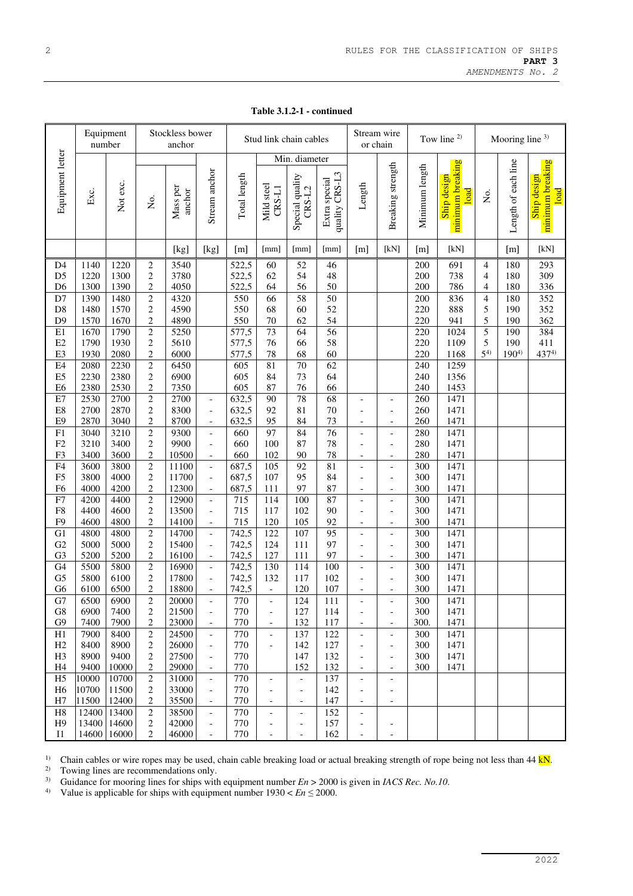**Table 3.1.2-1 - continued**

| Equipment letter | Equipment number | | Stockless bower anchor | | | Stud link chain cables | | | | Stream wire or chain | | Tow line [2] | | Mooring line [3] | | |
|---|---|---|---|---|---|---|---|---|---|---|---|---|---|---|---|---|
| | | | | | | | Min. diameter | | | | | | | | | |
| | Exc. | Not exc. | No. | Mass per anchor | Stream anchor | Total length | Mild steel CRS-L1 | Special quality CRS-L2 | Extra special quality CRS-L3 | Length | Breaking strength | Minimum length | Ship design minimum breaking load | No. | Length of each line | Ship design minimum breaking load |
| | | | | [kg] | [kg] | [m] | [mm] | [mm] | [mm] | [m] | [kN] | [m] | [kN] | | [m] | [kN] |
| D4 | 1140 | 1220 | 2 | 3540 | | 522,5 | 60 | 52 | 46 | | | 200 | 691 | 4 | 180 | 293 |
| D5 | 1220 | 1300 | 2 | 3780 | | 522,5 | 62 | 54 | 48 | | | 200 | 738 | 4 | 180 | 309 |
| D6 | 1300 | 1390 | 2 | 4050 | | 522,5 | 64 | 56 | 50 | | | 200 | 786 | 4 | 180 | 336 |
| D7 | 1390 | 1480 | 2 | 4320 | | 550 | 66 | 58 | 50 | | | 200 | 836 | 4 | 180 | 352 |
| D8 | 1480 | 1570 | 2 | 4590 | | 550 | 68 | 60 | 52 | | | 220 | 888 | 5 | 190 | 352 |
| D9 | 1570 | 1670 | 2 | 4890 | | 550 | 70 | 62 | 54 | | | 220 | 941 | 5 | 190 | 362 |
| E1 | 1670 | 1790 | 2 | 5250 | | 577,5 | 73 | 64 | 56 | | | 220 | 1024 | 5 | 190 | 384 |
| E2 | 1790 | 1930 | 2 | 5610 | | 577,5 | 76 | 66 | 58 | | | 220 | 1109 | 5 | 190 | 411 |
| E3 | 1930 | 2080 | 2 | 6000 | | 577,5 | 78 | 68 | 60 | | | 220 | 1168 | 5[4] | 190[4] | 437[4] |
| E4 | 2080 | 2230 | 2 | 6450 | | 605 | 81 | 70 | 62 | | | 240 | 1259 | | | |
| E5 | 2230 | 2380 | 2 | 6900 | | 605 | 84 | 73 | 64 | | | 240 | 1356 | | | |
| E6 | 2380 | 2530 | 2 | 7350 | | 605 | 87 | 76 | 66 | | | 240 | 1453 | | | |
| E7 | 2530 | 2700 | 2 | 2700 | - | 632,5 | 90 | 78 | 68 | - | - | 260 | 1471 | | | |
| E8 | 2700 | 2870 | 2 | 8300 | - | 632,5 | 92 | 81 | 70 | - | - | 260 | 1471 | | | |
| E9 | 2870 | 3040 | 2 | 8700 | - | 632,5 | 95 | 84 | 73 | - | - | 260 | 1471 | | | |
| F1 | 3040 | 3210 | 2 | 9300 | - | 660 | 97 | 84 | 76 | - | - | 280 | 1471 | | | |
| F2 | 3210 | 3400 | 2 | 9900 | - | 660 | 100 | 87 | 78 | - | - | 280 | 1471 | | | |
| F3 | 3400 | 3600 | 2 | 10500 | - | 660 | 102 | 90 | 78 | - | - | 280 | 1471 | | | |
| F4 | 3600 | 3800 | 2 | 11100 | - | 687,5 | 105 | 92 | 81 | - | - | 300 | 1471 | | | |
| F5 | 3800 | 4000 | 2 | 11700 | - | 687,5 | 107 | 95 | 84 | - | - | 300 | 1471 | | | |
| F6 | 4000 | 4200 | 2 | 12300 | - | 687,5 | 111 | 97 | 87 | - | - | 300 | 1471 | | | |
| F7 | 4200 | 4400 | 2 | 12900 | - | 715 | 114 | 100 | 87 | - | - | 300 | 1471 | | | |
| F8 | 4400 | 4600 | 2 | 13500 | - | 715 | 117 | 102 | 90 | - | - | 300 | 1471 | | | |
| F9 | 4600 | 4800 | 2 | 14100 | - | 715 | 120 | 105 | 92 | - | - | 300 | 1471 | | | |
| G1 | 4800 | 4800 | 2 | 14700 | - | 742,5 | 122 | 107 | 95 | - | - | 300 | 1471 | | | |
| G2 | 5000 | 5000 | 2 | 15400 | - | 742,5 | 124 | 111 | 97 | - | - | 300 | 1471 | | | |
| G3 | 5200 | 5200 | 2 | 16100 | - | 742,5 | 127 | 111 | 97 | - | - | 300 | 1471 | | | |
| G4 | 5500 | 5800 | 2 | 16900 | - | 742,5 | 130 | 114 | 100 | - | - | 300 | 1471 | | | |
| G5 | 5800 | 6100 | 2 | 17800 | - | 742,5 | 132 | 117 | 102 | - | - | 300 | 1471 | | | |
| G6 | 6100 | 6500 | 2 | 18800 | - | 742,5 | - | 120 | 107 | - | - | 300 | 1471 | | | |
| G7 | 6500 | 6900 | 2 | 20000 | - | 770 | - | 124 | 111 | - | - | 300 | 1471 | | | |
| G8 | 6900 | 7400 | 2 | 21500 | - | 770 | - | 127 | 114 | - | - | 300 | 1471 | | | |
| G9 | 7400 | 7900 | 2 | 23000 | - | 770 | - | 132 | 117 | - | - | 300. | 1471 | | | |
| H1 | 7900 | 8400 | 2 | 24500 | - | 770 | - | 137 | 122 | - | - | 300 | 1471 | | | |
| H2 | 8400 | 8900 | 2 | 26000 | - | 770 | - | 142 | 127 | - | - | 300 | 1471 | | | |
| H3 | 8900 | 9400 | 2 | 27500 | - | 770 | | 147 | 132 | - | - | 300 | 1471 | | | |
| H4 | 9400 | 10000 | 2 | 29000 | - | 770 | | 152 | 132 | - | - | 300 | 1471 | | | |
| H5 | 10000 | 10700 | 2 | 31000 | - | 770 | - | - | 137 | - | - | | | | | |
| H6 | 10700 | 11500 | 2 | 33000 | - | 770 | - | - | 142 | - | - | | | | | |
| H7 | 11500 | 12400 | 2 | 35500 | - | 770 | - | - | 147 | - | - | | | | | |
| H8 | 12400 | 13400 | 2 | 38500 | - | 770 | - | - | 152 | - | | | | | | |
| H9 | 13400 | 14600 | 2 | 42000 | - | 770 | - | - | 157 | - | - | | | | | |
| I1 | 14600 | 16000 | 2 | 46000 | - | 770 | - | - | 162 | - | - | | | | | |

[1] Chain cables or wire ropes may be used, chain cable breaking load or actual breaking strength of rope being not less than 44 kN.

[2] Towing lines are recommendations only.

[3] Guidance for mooring lines for ships with equipment number $En > 2000$ is given in *IACS Rec. No.10*.

[4] Value is applicable for ships with equipment number $1930 < En \leq 2000$.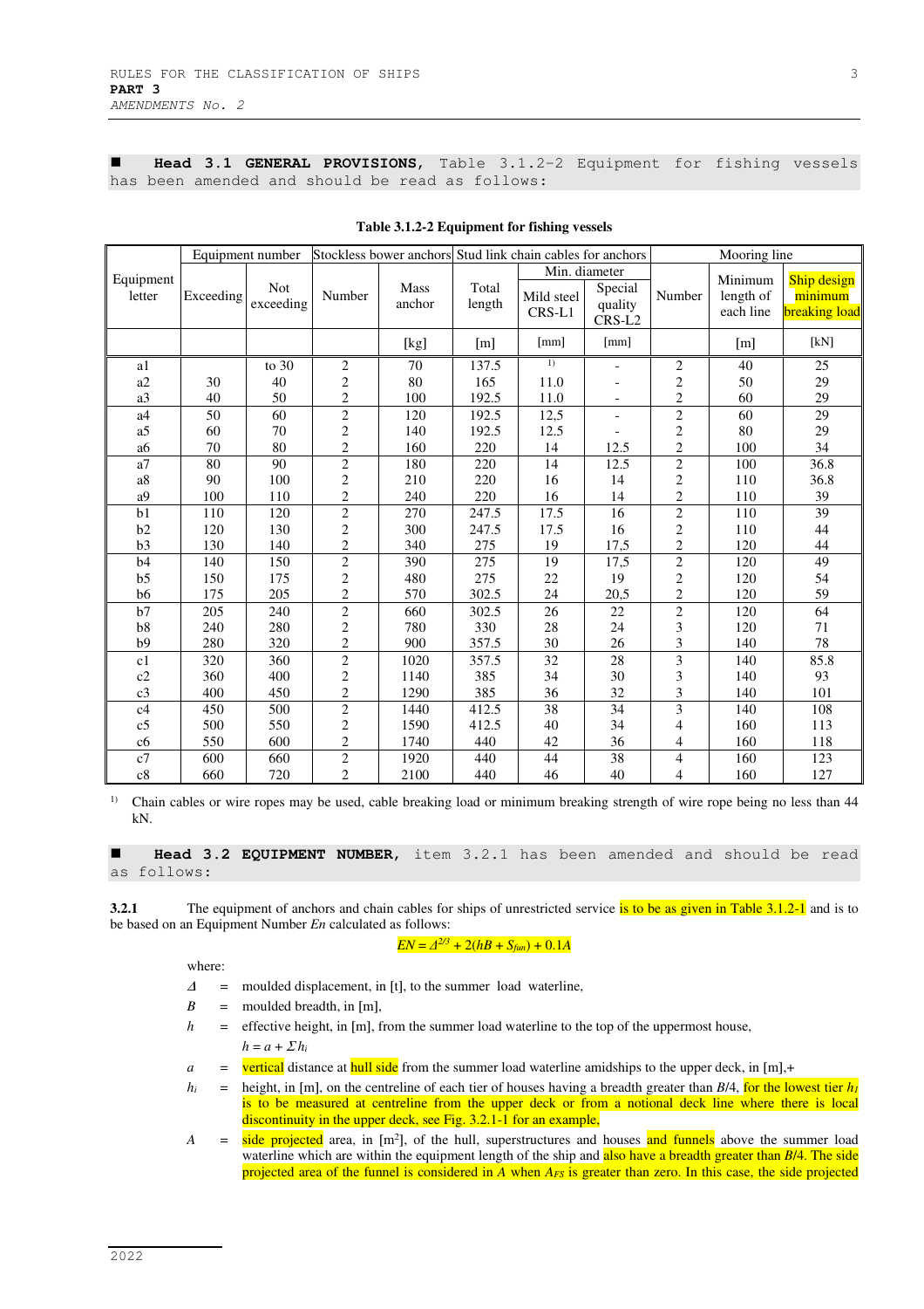■ **Head 3.1 GENERAL PROVISIONS,** Table 3.1.2-2 Equipment for fishing vessels has been amended and should be read as follows:

**Table 3.1.2-2 Equipment for fishing vessels**

| Equipment letter | Equipment number | | Stockless bower anchors | | Stud link chain cables for anchors | | | Mooring line | | |
|---|---|---|---|---|---|---|---|---|---|---|
| | Exceeding | Not exceeding | Number | Mass anchor | Total length | Min. diameter Mild steel CRS-L1 | Min. diameter Special quality CRS-L2 | Number | Minimum length of each line | Ship design minimum breaking load |
| | | | | [kg] | [m] | [mm] | [mm] | | [m] | [kN] |
| a1 | | to 30 | 2 | 70 | 137.5 | 1) | - | 2 | 40 | 25 |
| a2 | 30 | 40 | 2 | 80 | 165 | 11.0 | - | 2 | 50 | 29 |
| a3 | 40 | 50 | 2 | 100 | 192.5 | 11.0 | - | 2 | 60 | 29 |
| a4 | 50 | 60 | 2 | 120 | 192.5 | 12,5 | - | 2 | 60 | 29 |
| a5 | 60 | 70 | 2 | 140 | 192.5 | 12.5 | - | 2 | 80 | 29 |
| a6 | 70 | 80 | 2 | 160 | 220 | 14 | 12.5 | 2 | 100 | 34 |
| a7 | 80 | 90 | 2 | 180 | 220 | 14 | 12.5 | 2 | 100 | 36.8 |
| a8 | 90 | 100 | 2 | 210 | 220 | 16 | 14 | 2 | 110 | 36.8 |
| a9 | 100 | 110 | 2 | 240 | 220 | 16 | 14 | 2 | 110 | 39 |
| b1 | 110 | 120 | 2 | 270 | 247.5 | 17.5 | 16 | 2 | 110 | 39 |
| b2 | 120 | 130 | 2 | 300 | 247.5 | 17.5 | 16 | 2 | 110 | 44 |
| b3 | 130 | 140 | 2 | 340 | 275 | 19 | 17,5 | 2 | 120 | 44 |
| b4 | 140 | 150 | 2 | 390 | 275 | 19 | 17,5 | 2 | 120 | 49 |
| b5 | 150 | 175 | 2 | 480 | 275 | 22 | 19 | 2 | 120 | 54 |
| b6 | 175 | 205 | 2 | 570 | 302.5 | 24 | 20,5 | 2 | 120 | 59 |
| b7 | 205 | 240 | 2 | 660 | 302.5 | 26 | 22 | 2 | 120 | 64 |
| b8 | 240 | 280 | 2 | 780 | 330 | 28 | 24 | 3 | 120 | 71 |
| b9 | 280 | 320 | 2 | 900 | 357.5 | 30 | 26 | 3 | 140 | 78 |
| c1 | 320 | 360 | 2 | 1020 | 357.5 | 32 | 28 | 3 | 140 | 85.8 |
| c2 | 360 | 400 | 2 | 1140 | 385 | 34 | 30 | 3 | 140 | 93 |
| c3 | 400 | 450 | 2 | 1290 | 385 | 36 | 32 | 3 | 140 | 101 |
| c4 | 450 | 500 | 2 | 1440 | 412.5 | 38 | 34 | 3 | 140 | 108 |
| c5 | 500 | 550 | 2 | 1590 | 412.5 | 40 | 34 | 4 | 160 | 113 |
| c6 | 550 | 600 | 2 | 1740 | 440 | 42 | 36 | 4 | 160 | 118 |
| c7 | 600 | 660 | 2 | 1920 | 440 | 44 | 38 | 4 | 160 | 123 |
| c8 | 660 | 720 | 2 | 2100 | 440 | 46 | 40 | 4 | 160 | 127 |

1) Chain cables or wire ropes may be used, cable breaking load or minimum breaking strength of wire rope being no less than 44 kN.

■ **Head 3.2 EQUIPMENT NUMBER,** item 3.2.1 has been amended and should be read as follows:

**3.2.1** The equipment of anchors and chain cables for ships of unrestricted service is to be as given in Table 3.1.2-1 and is to be based on an Equipment Number $En$ calculated as follows:

$$EN = \Delta^{2/3} + 2(hB + S_{fun}) + 0.1A$$

where:

$\Delta$ = moulded displacement, in [t], to the summer load waterline,

$B$ = moulded breadth, in [m],

$h$ = effective height, in [m], from the summer load waterline to the top of the uppermost house,

$h = a + \Sigma h_i$

$a$ = vertical distance at hull side from the summer load waterline amidships to the upper deck, in [m],+

$h_i$ = height, in [m], on the centreline of each tier of houses having a breadth greater than $B/4$, for the lowest tier $h_1$ is to be measured at centreline from the upper deck or from a notional deck line where there is local discontinuity in the upper deck, see Fig. 3.2.1-1 for an example,

$A$ = side projected area, in [m$^2$], of the hull, superstructures and houses and funnels above the summer load waterline which are within the equipment length of the ship and also have a breadth greater than $B/4$. The side projected area of the funnel is considered in $A$ when $A_{FS}$ is greater than zero. In this case, the side projected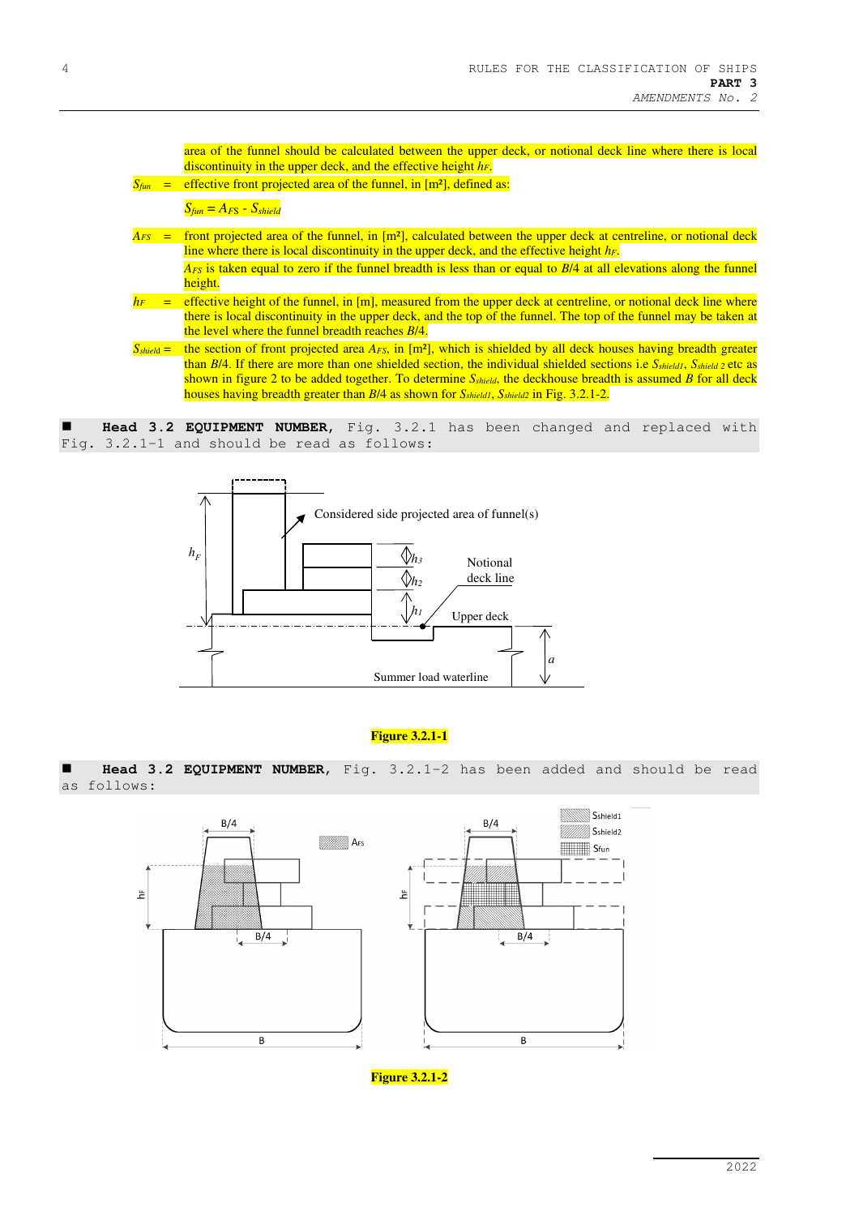area of the funnel should be calculated between the upper deck, or notional deck line where there is local discontinuity in the upper deck, and the effective height $h_F$.

$S_{fun}$ = effective front projected area of the funnel, in [m²], defined as:

$$S_{fun} = A_{FS} - S_{shield}$$

$A_{FS}$ = front projected area of the funnel, in [m²], calculated between the upper deck at centreline, or notional deck line where there is local discontinuity in the upper deck, and the effective height $h_F$.

$A_{FS}$ is taken equal to zero if the funnel breadth is less than or equal to $B/4$ at all elevations along the funnel height.

$h_F$ = effective height of the funnel, in [m], measured from the upper deck at centreline, or notional deck line where there is local discontinuity in the upper deck, and the top of the funnel. The top of the funnel may be taken at the level where the funnel breadth reaches $B/4$.

$S_{shield}$ = the section of front projected area $A_{FS}$, in [m²], which is shielded by all deck houses having breadth greater than $B/4$. If there are more than one shielded section, the individual shielded sections i.e $S_{shield1}$, $S_{shield\ 2}$ etc as shown in figure 2 to be added together. To determine $S_{shield}$, the deckhouse breadth is assumed $B$ for all deck houses having breadth greater than $B/4$ as shown for $S_{shield1}$, $S_{shield2}$ in Fig. 3.2.1-2.

■ **Head 3.2 EQUIPMENT NUMBER,** Fig. 3.2.1 has been changed and replaced with Fig. 3.2.1-1 and should be read as follows:

**Figure 3.2.1-1**

■ **Head 3.2 EQUIPMENT NUMBER,** Fig. 3.2.1-2 has been added and should be read as follows:

**Figure 3.2.1-2**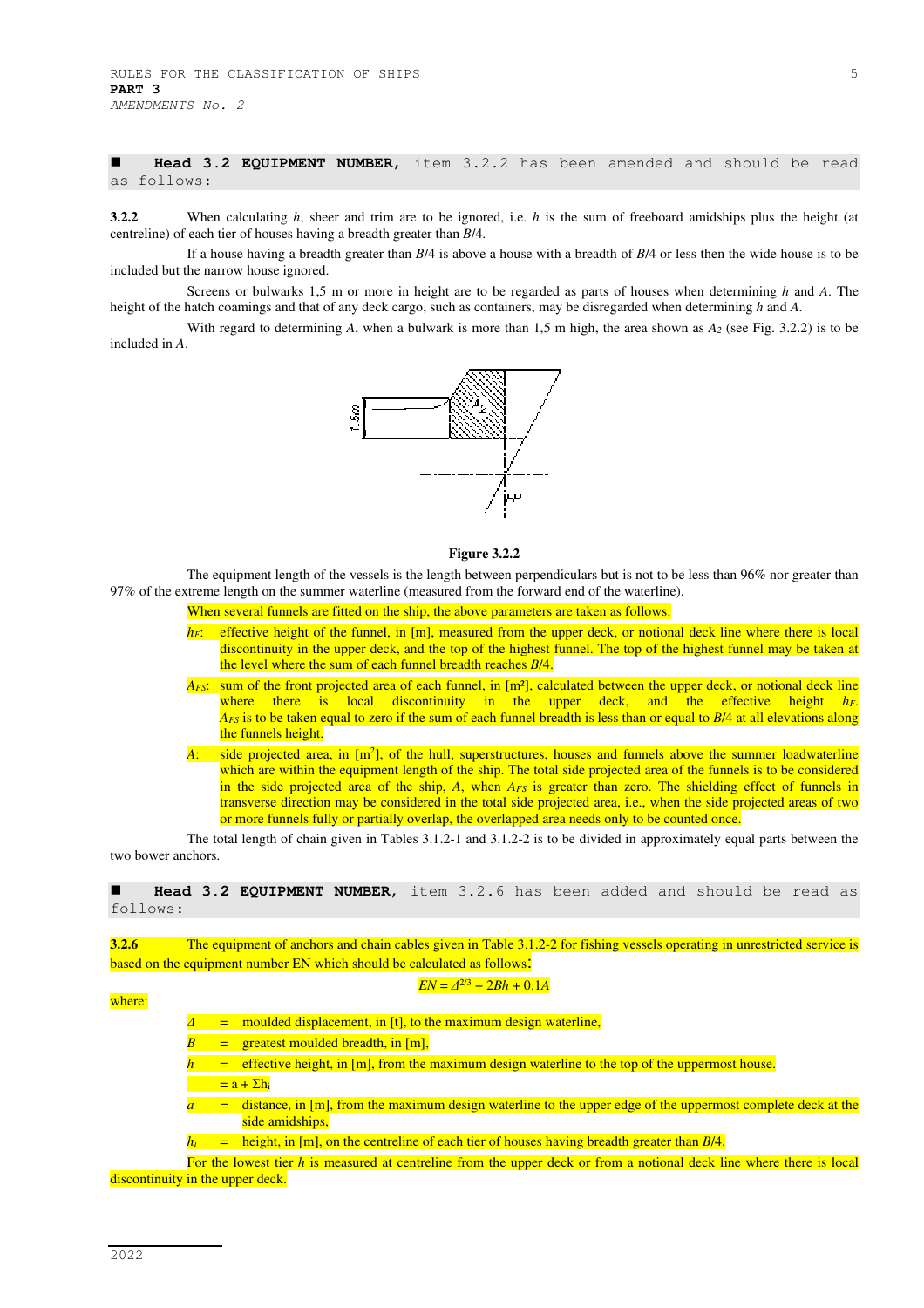■ **Head 3.2 EQUIPMENT NUMBER,** item 3.2.2 has been amended and should be read as follows:

**3.2.2** When calculating *h*, sheer and trim are to be ignored, i.e. *h* is the sum of freeboard amidships plus the height (at centreline) of each tier of houses having a breadth greater than *B*/4.

If a house having a breadth greater than *B*/4 is above a house with a breadth of *B*/4 or less then the wide house is to be included but the narrow house ignored.

Screens or bulwarks 1,5 m or more in height are to be regarded as parts of houses when determining *h* and *A*. The height of the hatch coamings and that of any deck cargo, such as containers, may be disregarded when determining *h* and *A*.

With regard to determining *A*, when a bulwark is more than 1,5 m high, the area shown as $A_2$ (see Fig. 3.2.2) is to be included in *A*.

**Figure 3.2.2**

The equipment length of the vessels is the length between perpendiculars but is not to be less than 96% nor greater than 97% of the extreme length on the summer waterline (measured from the forward end of the waterline).

When several funnels are fitted on the ship, the above parameters are taken as follows:

- $h_F$: effective height of the funnel, in [m], measured from the upper deck, or notional deck line where there is local discontinuity in the upper deck, and the top of the highest funnel. The top of the highest funnel may be taken at the level where the sum of each funnel breadth reaches *B*/4.
- $A_{FS}$: sum of the front projected area of each funnel, in [m²], calculated between the upper deck, or notional deck line where there is local discontinuity in the upper deck, and the effective height $h_F$. $A_{FS}$ is to be taken equal to zero if the sum of each funnel breadth is less than or equal to *B*/4 at all elevations along the funnels height.
- *A*: side projected area, in [m²], of the hull, superstructures, houses and funnels above the summer loadwaterline which are within the equipment length of the ship. The total side projected area of the funnels is to be considered in the side projected area of the ship, *A*, when $A_{FS}$ is greater than zero. The shielding effect of funnels in transverse direction may be considered in the total side projected area, i.e., when the side projected areas of two or more funnels fully or partially overlap, the overlapped area needs only to be counted once.

The total length of chain given in Tables 3.1.2-1 and 3.1.2-2 is to be divided in approximately equal parts between the two bower anchors.

■ **Head 3.2 EQUIPMENT NUMBER,** item 3.2.6 has been added and should be read as follows:

**3.2.6** The equipment of anchors and chain cables given in Table 3.1.2-2 for fishing vessels operating in unrestricted service is based on the equipment number EN which should be calculated as follows:

$$EN = \Delta^{2/3} + 2Bh + 0.1A$$

where:

- $\Delta$ = moulded displacement, in [t], to the maximum design waterline,
- $B$ = greatest moulded breadth, in [m],
- $h$ = effective height, in [m], from the maximum design waterline to the top of the uppermost house.
  $= a + \Sigma h_i$
- $a$ = distance, in [m], from the maximum design waterline to the upper edge of the uppermost complete deck at the side amidships,
- $h_i$ = height, in [m], on the centreline of each tier of houses having breadth greater than *B*/4.

For the lowest tier *h* is measured at centreline from the upper deck or from a notional deck line where there is local discontinuity in the upper deck.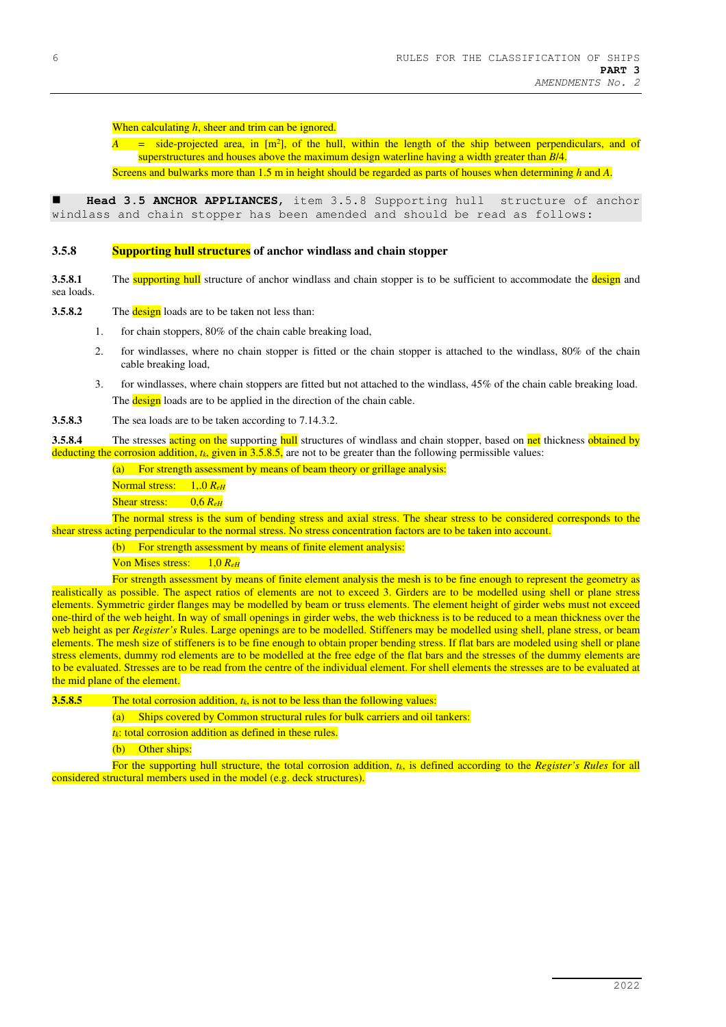When calculating $h$, sheer and trim can be ignored.

$A$ = side-projected area, in [m$^2$], of the hull, within the length of the ship between perpendiculars, and of superstructures and houses above the maximum design waterline having a width greater than $B/4$.

Screens and bulwarks more than 1.5 m in height should be regarded as parts of houses when determining $h$ and $A$.

■ **Head 3.5 ANCHOR APPLIANCES,** item 3.5.8 Supporting hull structure of anchor windlass and chain stopper has been amended and should be read as follows:

### 3.5.8 Supporting hull structures of anchor windlass and chain stopper

**3.5.8.1** The supporting hull structure of anchor windlass and chain stopper is to be sufficient to accommodate the design and sea loads.

**3.5.8.2** The design loads are to be taken not less than:

1. for chain stoppers, 80% of the chain cable breaking load,
2. for windlasses, where no chain stopper is fitted or the chain stopper is attached to the windlass, 80% of the chain cable breaking load,
3. for windlasses, where chain stoppers are fitted but not attached to the windlass, 45% of the chain cable breaking load.

The design loads are to be applied in the direction of the chain cable.

**3.5.8.3** The sea loads are to be taken according to 7.14.3.2.

**3.5.8.4** The stresses acting on the supporting hull structures of windlass and chain stopper, based on net thickness obtained by deducting the corrosion addition, $t_k$, given in 3.5.8.5, are not to be greater than the following permissible values:

(a) For strength assessment by means of beam theory or grillage analysis:

Normal stress: 1,.0 $R_{eH}$

Shear stress: 0,6 $R_{eH}$

The normal stress is the sum of bending stress and axial stress. The shear stress to be considered corresponds to the shear stress acting perpendicular to the normal stress. No stress concentration factors are to be taken into account.

(b) For strength assessment by means of finite element analysis:

Von Mises stress: 1,0 $R_{eH}$

For strength assessment by means of finite element analysis the mesh is to be fine enough to represent the geometry as realistically as possible. The aspect ratios of elements are not to exceed 3. Girders are to be modelled using shell or plane stress elements. Symmetric girder flanges may be modelled by beam or truss elements. The element height of girder webs must not exceed one-third of the web height. In way of small openings in girder webs, the web thickness is to be reduced to a mean thickness over the web height as per *Register's* Rules. Large openings are to be modelled. Stiffeners may be modelled using shell, plane stress, or beam elements. The mesh size of stiffeners is to be fine enough to obtain proper bending stress. If flat bars are modeled using shell or plane stress elements, dummy rod elements are to be modelled at the free edge of the flat bars and the stresses of the dummy elements are to be evaluated. Stresses are to be read from the centre of the individual element. For shell elements the stresses are to be evaluated at the mid plane of the element.

**3.5.8.5** The total corrosion addition, $t_k$, is not to be less than the following values:

(a) Ships covered by Common structural rules for bulk carriers and oil tankers:

$t_k$: total corrosion addition as defined in these rules.

(b) Other ships:

For the supporting hull structure, the total corrosion addition, $t_k$, is defined according to the *Register's Rules* for all considered structural members used in the model (e.g. deck structures).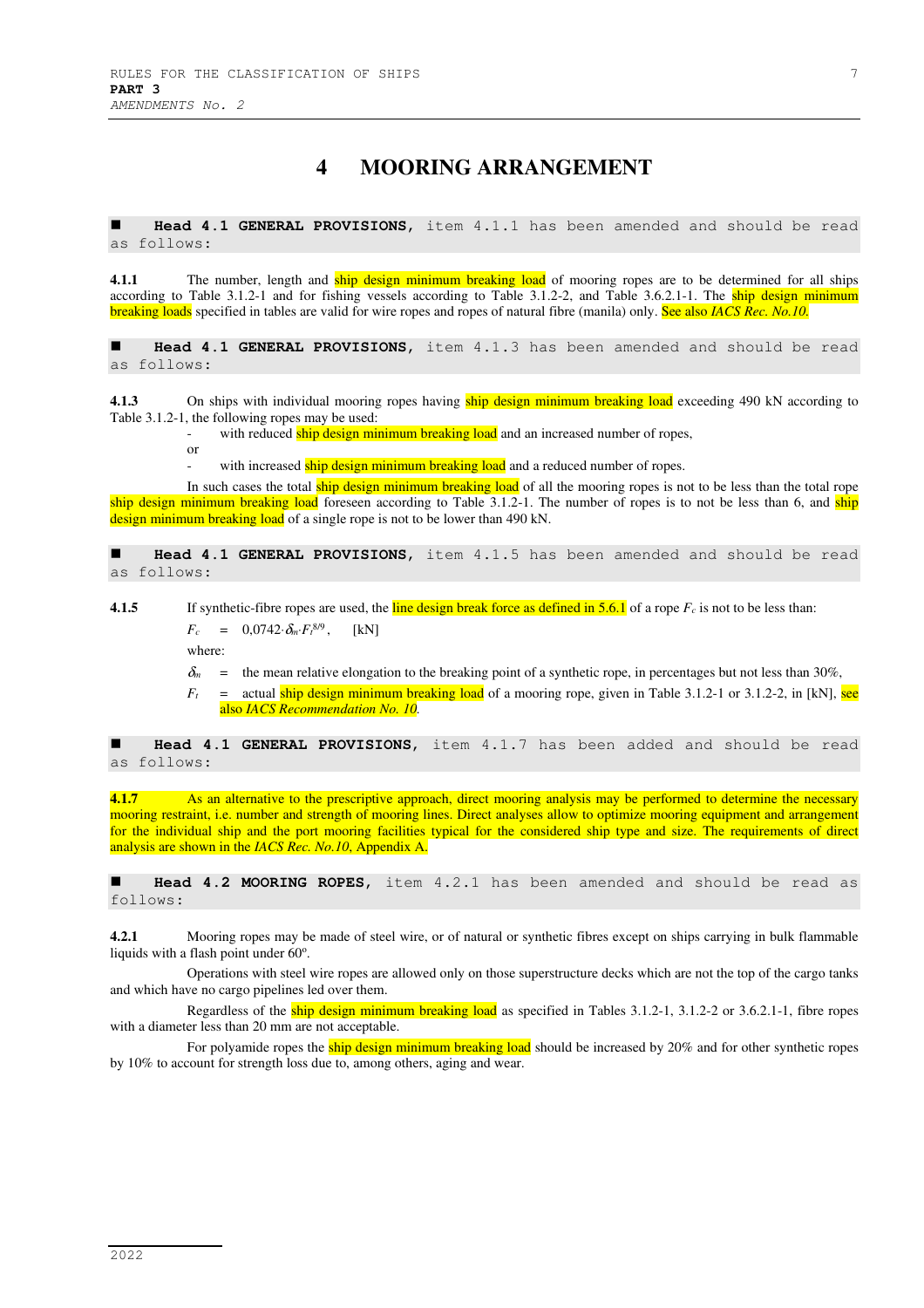# 4 MOORING ARRANGEMENT

■ **Head 4.1 GENERAL PROVISIONS,** item 4.1.1 has been amended and should be read as follows:

**4.1.1** The number, length and ship design minimum breaking load of mooring ropes are to be determined for all ships according to Table 3.1.2-1 and for fishing vessels according to Table 3.1.2-2, and Table 3.6.2.1-1. The ship design minimum breaking loads specified in tables are valid for wire ropes and ropes of natural fibre (manila) only. See also *IACS Rec. No.10.*

■ **Head 4.1 GENERAL PROVISIONS,** item 4.1.3 has been amended and should be read as follows:

**4.1.3** On ships with individual mooring ropes having ship design minimum breaking load exceeding 490 kN according to Table 3.1.2-1, the following ropes may be used:

- with reduced ship design minimum breaking load and an increased number of ropes,

or

- with increased ship design minimum breaking load and a reduced number of ropes.

In such cases the total ship design minimum breaking load of all the mooring ropes is not to be less than the total rope ship design minimum breaking load foreseen according to Table 3.1.2-1. The number of ropes is to not be less than 6, and ship design minimum breaking load of a single rope is not to be lower than 490 kN.

■ **Head 4.1 GENERAL PROVISIONS,** item 4.1.5 has been amended and should be read as follows:

**4.1.5** If synthetic-fibre ropes are used, the line design break force as defined in 5.6.1 of a rope $F_c$ is not to be less than:

$$F_c = 0{,}0742 \cdot \delta_m \cdot F_t^{8/9}, \quad \text{[kN]}$$

where:

$\delta_m$ = the mean relative elongation to the breaking point of a synthetic rope, in percentages but not less than 30%,

$F_t$ = actual ship design minimum breaking load of a mooring rope, given in Table 3.1.2-1 or 3.1.2-2, in [kN], see also *IACS Recommendation No. 10.*

■ **Head 4.1 GENERAL PROVISIONS,** item 4.1.7 has been added and should be read as follows:

**4.1.7** As an alternative to the prescriptive approach, direct mooring analysis may be performed to determine the necessary mooring restraint, i.e. number and strength of mooring lines. Direct analyses allow to optimize mooring equipment and arrangement for the individual ship and the port mooring facilities typical for the considered ship type and size. The requirements of direct analysis are shown in the *IACS Rec. No.10*, Appendix A.

■ **Head 4.2 MOORING ROPES,** item 4.2.1 has been amended and should be read as follows:

**4.2.1** Mooring ropes may be made of steel wire, or of natural or synthetic fibres except on ships carrying in bulk flammable liquids with a flash point under 60º.

Operations with steel wire ropes are allowed only on those superstructure decks which are not the top of the cargo tanks and which have no cargo pipelines led over them.

Regardless of the ship design minimum breaking load as specified in Tables 3.1.2-1, 3.1.2-2 or 3.6.2.1-1, fibre ropes with a diameter less than 20 mm are not acceptable.

For polyamide ropes the ship design minimum breaking load should be increased by 20% and for other synthetic ropes by 10% to account for strength loss due to, among others, aging and wear.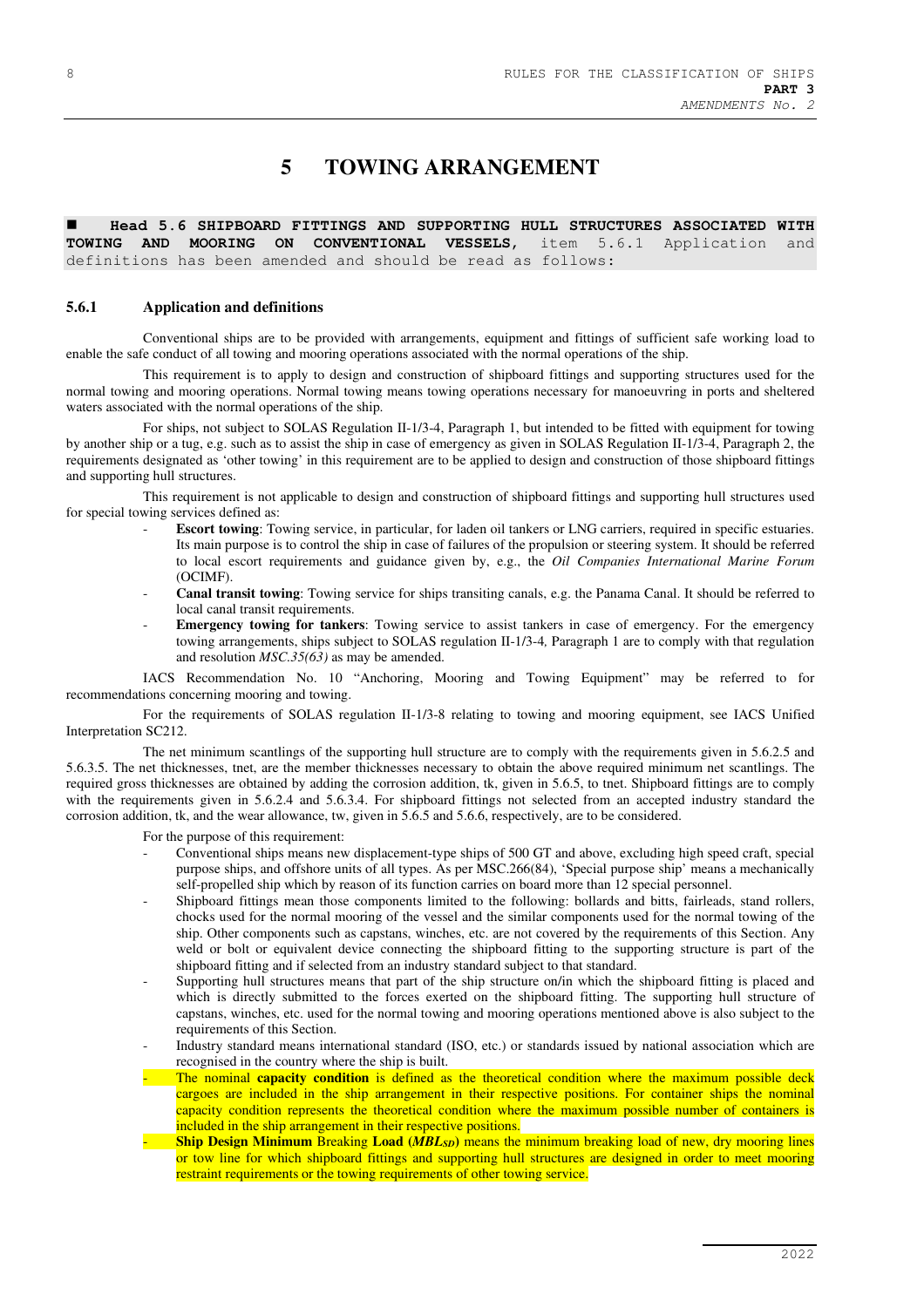# 5 TOWING ARRANGEMENT

■ **Head 5.6 SHIPBOARD FITTINGS AND SUPPORTING HULL STRUCTURES ASSOCIATED WITH TOWING AND MOORING ON CONVENTIONAL VESSELS,** item 5.6.1 Application and definitions has been amended and should be read as follows:

### 5.6.1 Application and definitions

Conventional ships are to be provided with arrangements, equipment and fittings of sufficient safe working load to enable the safe conduct of all towing and mooring operations associated with the normal operations of the ship.

This requirement is to apply to design and construction of shipboard fittings and supporting structures used for the normal towing and mooring operations. Normal towing means towing operations necessary for manoeuvring in ports and sheltered waters associated with the normal operations of the ship.

For ships, not subject to SOLAS Regulation II-1/3-4, Paragraph 1, but intended to be fitted with equipment for towing by another ship or a tug, e.g. such as to assist the ship in case of emergency as given in SOLAS Regulation II-1/3-4, Paragraph 2, the requirements designated as 'other towing' in this requirement are to be applied to design and construction of those shipboard fittings and supporting hull structures.

This requirement is not applicable to design and construction of shipboard fittings and supporting hull structures used for special towing services defined as:

- **Escort towing**: Towing service, in particular, for laden oil tankers or LNG carriers, required in specific estuaries. Its main purpose is to control the ship in case of failures of the propulsion or steering system. It should be referred to local escort requirements and guidance given by, e.g., the *Oil Companies International Marine Forum* (OCIMF).
- **Canal transit towing**: Towing service for ships transiting canals, e.g. the Panama Canal. It should be referred to local canal transit requirements.
- **Emergency towing for tankers**: Towing service to assist tankers in case of emergency. For the emergency towing arrangements, ships subject to SOLAS regulation II-1/3-4*,* Paragraph 1 are to comply with that regulation and resolution *MSC.35(63)* as may be amended.

IACS Recommendation No. 10 "Anchoring, Mooring and Towing Equipment" may be referred to for recommendations concerning mooring and towing.

For the requirements of SOLAS regulation II-1/3-8 relating to towing and mooring equipment, see IACS Unified Interpretation SC212.

The net minimum scantlings of the supporting hull structure are to comply with the requirements given in 5.6.2.5 and 5.6.3.5. The net thicknesses, tnet, are the member thicknesses necessary to obtain the above required minimum net scantlings. The required gross thicknesses are obtained by adding the corrosion addition, tk, given in 5.6.5, to tnet. Shipboard fittings are to comply with the requirements given in 5.6.2.4 and 5.6.3.4. For shipboard fittings not selected from an accepted industry standard the corrosion addition, tk, and the wear allowance, tw, given in 5.6.5 and 5.6.6, respectively, are to be considered.

For the purpose of this requirement:

- Conventional ships means new displacement-type ships of 500 GT and above, excluding high speed craft, special purpose ships, and offshore units of all types. As per MSC.266(84), 'Special purpose ship' means a mechanically self-propelled ship which by reason of its function carries on board more than 12 special personnel.
- Shipboard fittings mean those components limited to the following: bollards and bitts, fairleads, stand rollers, chocks used for the normal mooring of the vessel and the similar components used for the normal towing of the ship. Other components such as capstans, winches, etc. are not covered by the requirements of this Section. Any weld or bolt or equivalent device connecting the shipboard fitting to the supporting structure is part of the shipboard fitting and if selected from an industry standard subject to that standard.
- Supporting hull structures means that part of the ship structure on/in which the shipboard fitting is placed and which is directly submitted to the forces exerted on the shipboard fitting. The supporting hull structure of capstans, winches, etc. used for the normal towing and mooring operations mentioned above is also subject to the requirements of this Section.
- Industry standard means international standard (ISO, etc.) or standards issued by national association which are recognised in the country where the ship is built.
- The nominal **capacity condition** is defined as the theoretical condition where the maximum possible deck cargoes are included in the ship arrangement in their respective positions. For container ships the nominal capacity condition represents the theoretical condition where the maximum possible number of containers is included in the ship arrangement in their respective positions.
- **Ship Design Minimum** Breaking **Load (*$MBL_{SD}$*)** means the minimum breaking load of new, dry mooring lines or tow line for which shipboard fittings and supporting hull structures are designed in order to meet mooring restraint requirements or the towing requirements of other towing service.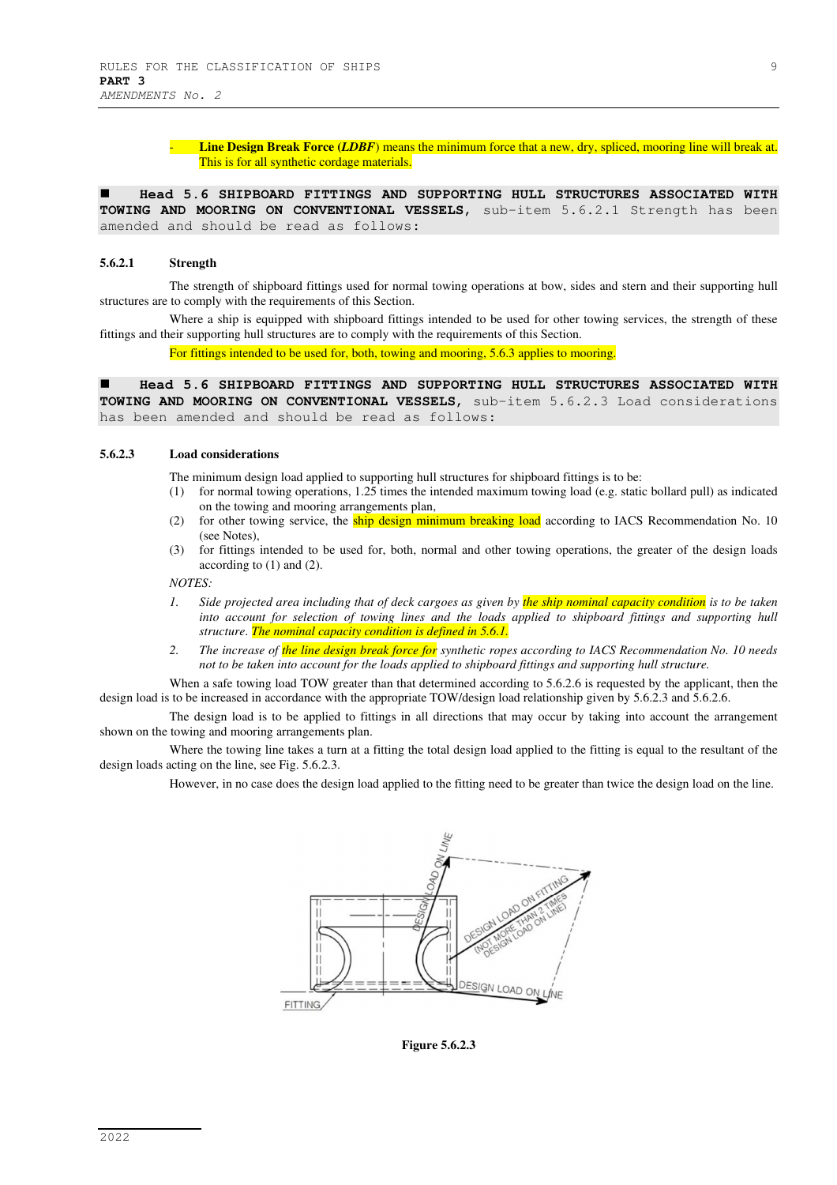- **Line Design Break Force (*LDBF*)** means the minimum force that a new, dry, spliced, mooring line will break at. This is for all synthetic cordage materials.

■ **Head 5.6 SHIPBOARD FITTINGS AND SUPPORTING HULL STRUCTURES ASSOCIATED WITH TOWING AND MOORING ON CONVENTIONAL VESSELS,** sub-item 5.6.2.1 Strength has been amended and should be read as follows:

**5.6.2.1 Strength**

The strength of shipboard fittings used for normal towing operations at bow, sides and stern and their supporting hull structures are to comply with the requirements of this Section.

Where a ship is equipped with shipboard fittings intended to be used for other towing services, the strength of these fittings and their supporting hull structures are to comply with the requirements of this Section.

For fittings intended to be used for, both, towing and mooring, 5.6.3 applies to mooring.

■ **Head 5.6 SHIPBOARD FITTINGS AND SUPPORTING HULL STRUCTURES ASSOCIATED WITH TOWING AND MOORING ON CONVENTIONAL VESSELS,** sub-item 5.6.2.3 Load considerations has been amended and should be read as follows:

**5.6.2.3 Load considerations**

The minimum design load applied to supporting hull structures for shipboard fittings is to be:

(1) for normal towing operations, 1.25 times the intended maximum towing load (e.g. static bollard pull) as indicated on the towing and mooring arrangements plan,

(2) for other towing service, the ship design minimum breaking load according to IACS Recommendation No. 10 (see Notes),

(3) for fittings intended to be used for, both, normal and other towing operations, the greater of the design loads according to (1) and (2).

*NOTES:*

1. *Side projected area including that of deck cargoes as given by the ship nominal capacity condition is to be taken into account for selection of towing lines and the loads applied to shipboard fittings and supporting hull structure. The nominal capacity condition is defined in 5.6.1.*

2. *The increase of the line design break force for synthetic ropes according to IACS Recommendation No. 10 needs not to be taken into account for the loads applied to shipboard fittings and supporting hull structure.*

When a safe towing load TOW greater than that determined according to 5.6.2.6 is requested by the applicant, then the design load is to be increased in accordance with the appropriate TOW/design load relationship given by 5.6.2.3 and 5.6.2.6.

The design load is to be applied to fittings in all directions that may occur by taking into account the arrangement shown on the towing and mooring arrangements plan.

Where the towing line takes a turn at a fitting the total design load applied to the fitting is equal to the resultant of the design loads acting on the line, see Fig. 5.6.2.3.

However, in no case does the design load applied to the fitting need to be greater than twice the design load on the line.

**Figure 5.6.2.3**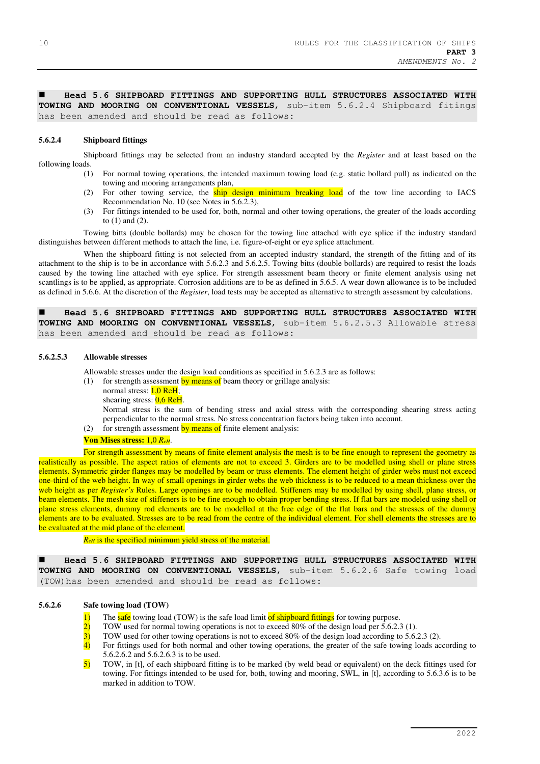■ **Head 5.6 SHIPBOARD FITTINGS AND SUPPORTING HULL STRUCTURES ASSOCIATED WITH TOWING AND MOORING ON CONVENTIONAL VESSELS,** sub-item 5.6.2.4 Shipboard fitings has been amended and should be read as follows:

**5.6.2.4 Shipboard fittings**

Shipboard fittings may be selected from an industry standard accepted by the *Register* and at least based on the following loads.

(1) For normal towing operations, the intended maximum towing load (e.g. static bollard pull) as indicated on the towing and mooring arrangements plan,

(2) For other towing service, the ship design minimum breaking load of the tow line according to IACS Recommendation No. 10 (see Notes in 5.6.2.3),

(3) For fittings intended to be used for, both, normal and other towing operations, the greater of the loads according to (1) and (2).

Towing bitts (double bollards) may be chosen for the towing line attached with eye splice if the industry standard distinguishes between different methods to attach the line, i.e. figure-of-eight or eye splice attachment.

When the shipboard fitting is not selected from an accepted industry standard, the strength of the fitting and of its attachment to the ship is to be in accordance with 5.6.2.3 and 5.6.2.5. Towing bitts (double bollards) are required to resist the loads caused by the towing line attached with eye splice. For strength assessment beam theory or finite element analysis using net scantlings is to be applied, as appropriate. Corrosion additions are to be as defined in 5.6.5. A wear down allowance is to be included as defined in 5.6.6. At the discretion of the *Register*, load tests may be accepted as alternative to strength assessment by calculations.

■ **Head 5.6 SHIPBOARD FITTINGS AND SUPPORTING HULL STRUCTURES ASSOCIATED WITH TOWING AND MOORING ON CONVENTIONAL VESSELS,** sub-item 5.6.2.5.3 Allowable stress has been amended and should be read as follows:

**5.6.2.5.3 Allowable stresses**

Allowable stresses under the design load conditions as specified in 5.6.2.3 are as follows:

(1) for strength assessment by means of beam theory or grillage analysis:
normal stress: 1,0 ReH;
shearing stress: 0,6 ReH.
Normal stress is the sum of bending stress and axial stress with the corresponding shearing stress acting perpendicular to the normal stress. No stress concentration factors being taken into account.

(2) for strength assessment by means of finite element analysis:

**Von Mises stress:** 1,0 $R_{eH}$.

For strength assessment by means of finite element analysis the mesh is to be fine enough to represent the geometry as realistically as possible. The aspect ratios of elements are not to exceed 3. Girders are to be modelled using shell or plane stress elements. Symmetric girder flanges may be modelled by beam or truss elements. The element height of girder webs must not exceed one-third of the web height. In way of small openings in girder webs the web thickness is to be reduced to a mean thickness over the web height as per *Register's* Rules. Large openings are to be modelled. Stiffeners may be modelled by using shell, plane stress, or beam elements. The mesh size of stiffeners is to be fine enough to obtain proper bending stress. If flat bars are modeled using shell or plane stress elements, dummy rod elements are to be modelled at the free edge of the flat bars and the stresses of the dummy elements are to be evaluated. Stresses are to be read from the centre of the individual element. For shell elements the stresses are to be evaluated at the mid plane of the element.

$R_{eH}$ is the specified minimum yield stress of the material.

■ **Head 5.6 SHIPBOARD FITTINGS AND SUPPORTING HULL STRUCTURES ASSOCIATED WITH TOWING AND MOORING ON CONVENTIONAL VESSELS,** sub-item 5.6.2.6 Safe towing load (TOW) has been amended and should be read as follows:

**5.6.2.6 Safe towing load (TOW)**

1) The safe towing load (TOW) is the safe load limit of shipboard fittings for towing purpose.
2) TOW used for normal towing operations is not to exceed 80% of the design load per 5.6.2.3 (1).
3) TOW used for other towing operations is not to exceed 80% of the design load according to 5.6.2.3 (2).
4) For fittings used for both normal and other towing operations, the greater of the safe towing loads according to 5.6.2.6.2 and 5.6.2.6.3 is to be used.
5) TOW, in [t], of each shipboard fitting is to be marked (by weld bead or equivalent) on the deck fittings used for towing. For fittings intended to be used for, both, towing and mooring, SWL, in [t], according to 5.6.3.6 is to be marked in addition to TOW.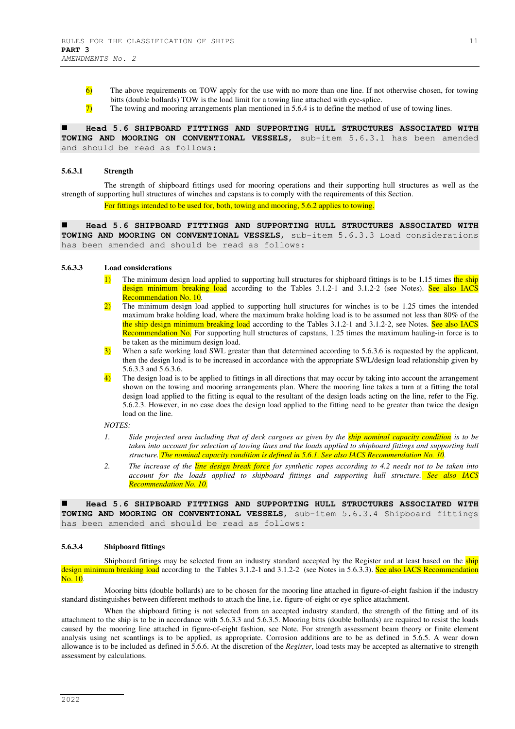6) The above requirements on TOW apply for the use with no more than one line. If not otherwise chosen, for towing bitts (double bollards) TOW is the load limit for a towing line attached with eye-splice.

7) The towing and mooring arrangements plan mentioned in 5.6.4 is to define the method of use of towing lines.

■ **Head 5.6 SHIPBOARD FITTINGS AND SUPPORTING HULL STRUCTURES ASSOCIATED WITH TOWING AND MOORING ON CONVENTIONAL VESSELS,** sub-item 5.6.3.1 has been amended and should be read as follows:

**5.6.3.1 Strength**

The strength of shipboard fittings used for mooring operations and their supporting hull structures as well as the strength of supporting hull structures of winches and capstans is to comply with the requirements of this Section.

For fittings intended to be used for, both, towing and mooring, 5.6.2 applies to towing.

■ **Head 5.6 SHIPBOARD FITTINGS AND SUPPORTING HULL STRUCTURES ASSOCIATED WITH TOWING AND MOORING ON CONVENTIONAL VESSELS,** sub-item 5.6.3.3 Load considerations has been amended and should be read as follows:

**5.6.3.3 Load considerations**

1) The minimum design load applied to supporting hull structures for shipboard fittings is to be 1.15 times the ship design minimum breaking load according to the Tables 3.1.2-1 and 3.1.2-2 (see Notes). See also IACS Recommendation No. 10.

2) The minimum design load applied to supporting hull structures for winches is to be 1.25 times the intended maximum brake holding load, where the maximum brake holding load is to be assumed not less than 80% of the the ship design minimum breaking load according to the Tables 3.1.2-1 and 3.1.2-2, see Notes. See also IACS Recommendation No. For supporting hull structures of capstans, 1.25 times the maximum hauling-in force is to be taken as the minimum design load.

3) When a safe working load SWL greater than that determined according to 5.6.3.6 is requested by the applicant, then the design load is to be increased in accordance with the appropriate SWL/design load relationship given by 5.6.3.3 and 5.6.3.6.

4) The design load is to be applied to fittings in all directions that may occur by taking into account the arrangement shown on the towing and mooring arrangements plan. Where the mooring line takes a turn at a fitting the total design load applied to the fitting is equal to the resultant of the design loads acting on the line, refer to the Fig. 5.6.2.3. However, in no case does the design load applied to the fitting need to be greater than twice the design load on the line.

*NOTES:*

1. *Side projected area including that of deck cargoes as given by the ship nominal capacity condition is to be taken into account for selection of towing lines and the loads applied to shipboard fittings and supporting hull structure. The nominal capacity condition is defined in 5.6.1. See also IACS Recommendation No. 10.*

2. *The increase of the line design break force for synthetic ropes according to 4.2 needs not to be taken into account for the loads applied to shipboard fittings and supporting hull structure. See also IACS Recommendation No. 10.*

■ **Head 5.6 SHIPBOARD FITTINGS AND SUPPORTING HULL STRUCTURES ASSOCIATED WITH TOWING AND MOORING ON CONVENTIONAL VESSELS,** sub-item 5.6.3.4 Shipboard fittings has been amended and should be read as follows:

**5.6.3.4 Shipboard fittings**

Shipboard fittings may be selected from an industry standard accepted by the Register and at least based on the ship design minimum breaking load according to the Tables 3.1.2-1 and 3.1.2-2 (see Notes in 5.6.3.3). See also IACS Recommendation No. 10.

Mooring bitts (double bollards) are to be chosen for the mooring line attached in figure-of-eight fashion if the industry standard distinguishes between different methods to attach the line, i.e. figure-of-eight or eye splice attachment.

When the shipboard fitting is not selected from an accepted industry standard, the strength of the fitting and of its attachment to the ship is to be in accordance with 5.6.3.3 and 5.6.3.5. Mooring bitts (double bollards) are required to resist the loads caused by the mooring line attached in figure-of-eight fashion, see Note. For strength assessment beam theory or finite element analysis using net scantlings is to be applied, as appropriate. Corrosion additions are to be as defined in 5.6.5. A wear down allowance is to be included as defined in 5.6.6. At the discretion of the *Register*, load tests may be accepted as alternative to strength assessment by calculations.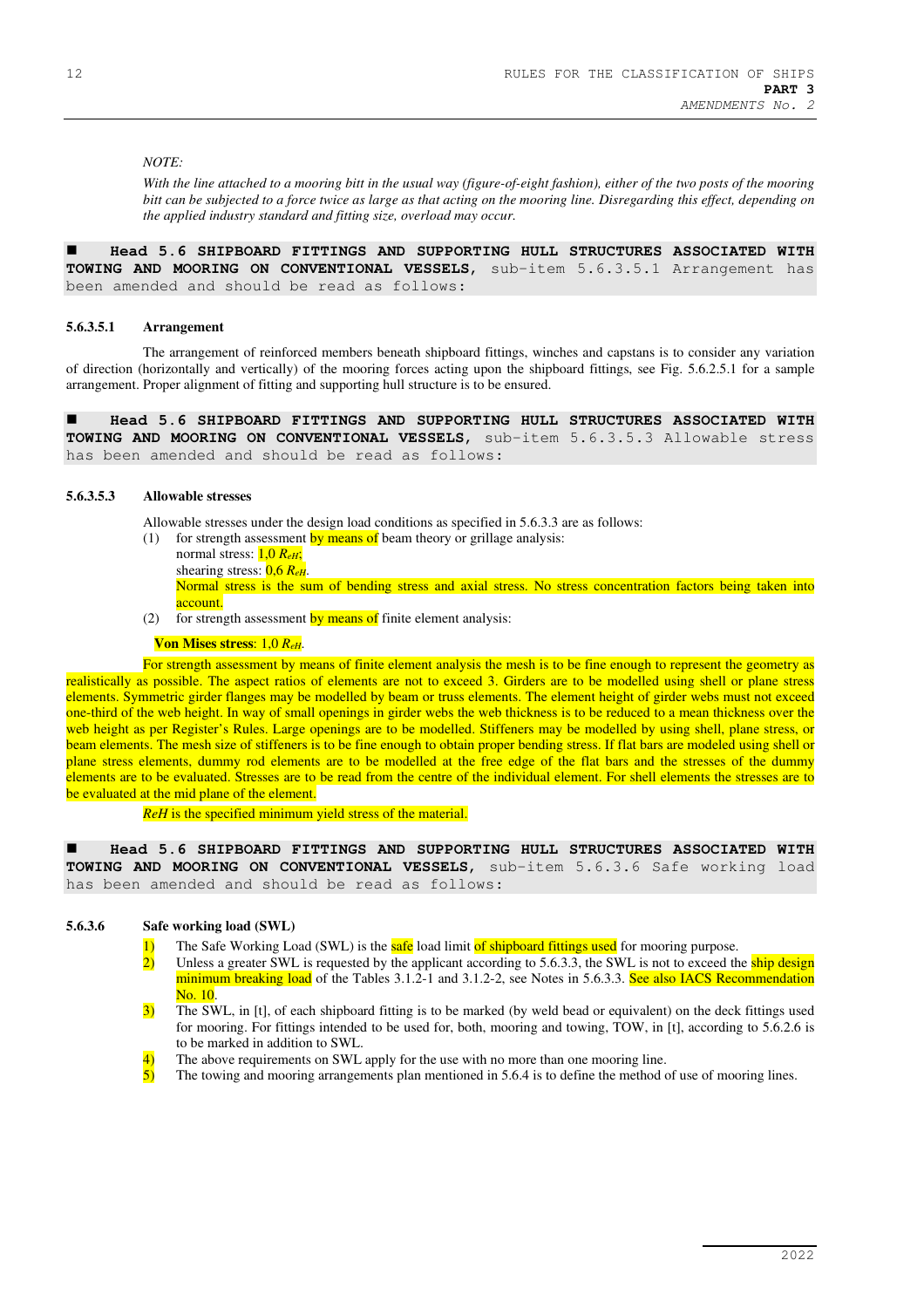*NOTE:*

*With the line attached to a mooring bitt in the usual way (figure-of-eight fashion), either of the two posts of the mooring bitt can be subjected to a force twice as large as that acting on the mooring line. Disregarding this effect, depending on the applied industry standard and fitting size, overload may occur.*

■ **Head 5.6 SHIPBOARD FITTINGS AND SUPPORTING HULL STRUCTURES ASSOCIATED WITH TOWING AND MOORING ON CONVENTIONAL VESSELS,** sub-item 5.6.3.5.1 Arrangement has been amended and should be read as follows:

**5.6.3.5.1 Arrangement**

The arrangement of reinforced members beneath shipboard fittings, winches and capstans is to consider any variation of direction (horizontally and vertically) of the mooring forces acting upon the shipboard fittings, see Fig. 5.6.2.5.1 for a sample arrangement. Proper alignment of fitting and supporting hull structure is to be ensured.

■ **Head 5.6 SHIPBOARD FITTINGS AND SUPPORTING HULL STRUCTURES ASSOCIATED WITH TOWING AND MOORING ON CONVENTIONAL VESSELS,** sub-item 5.6.3.5.3 Allowable stress has been amended and should be read as follows:

**5.6.3.5.3 Allowable stresses**

Allowable stresses under the design load conditions as specified in 5.6.3.3 are as follows:

(1) for strength assessment by means of beam theory or grillage analysis:
normal stress: 1,0 $R_{eH}$;
shearing stress: 0,6 $R_{eH}$.
Normal stress is the sum of bending stress and axial stress. No stress concentration factors being taken into account.

(2) for strength assessment by means of finite element analysis:

**Von Mises stress**: 1,0 $R_{eH}$.

For strength assessment by means of finite element analysis the mesh is to be fine enough to represent the geometry as realistically as possible. The aspect ratios of elements are not to exceed 3. Girders are to be modelled using shell or plane stress elements. Symmetric girder flanges may be modelled by beam or truss elements. The element height of girder webs must not exceed one-third of the web height. In way of small openings in girder webs the web thickness is to be reduced to a mean thickness over the web height as per Register's Rules. Large openings are to be modelled. Stiffeners may be modelled by using shell, plane stress, or beam elements. The mesh size of stiffeners is to be fine enough to obtain proper bending stress. If flat bars are modeled using shell or plane stress elements, dummy rod elements are to be modelled at the free edge of the flat bars and the stresses of the dummy elements are to be evaluated. Stresses are to be read from the centre of the individual element. For shell elements the stresses are to be evaluated at the mid plane of the element.

*ReH* is the specified minimum yield stress of the material.

■ **Head 5.6 SHIPBOARD FITTINGS AND SUPPORTING HULL STRUCTURES ASSOCIATED WITH TOWING AND MOORING ON CONVENTIONAL VESSELS,** sub-item 5.6.3.6 Safe working load has been amended and should be read as follows:

**5.6.3.6 Safe working load (SWL)**

1) The Safe Working Load (SWL) is the safe load limit of shipboard fittings used for mooring purpose.
2) Unless a greater SWL is requested by the applicant according to 5.6.3.3, the SWL is not to exceed the ship design minimum breaking load of the Tables 3.1.2-1 and 3.1.2-2, see Notes in 5.6.3.3. See also IACS Recommendation No. 10.
3) The SWL, in [t], of each shipboard fitting is to be marked (by weld bead or equivalent) on the deck fittings used for mooring. For fittings intended to be used for, both, mooring and towing, TOW, in [t], according to 5.6.2.6 is to be marked in addition to SWL.
4) The above requirements on SWL apply for the use with no more than one mooring line.
5) The towing and mooring arrangements plan mentioned in 5.6.4 is to define the method of use of mooring lines.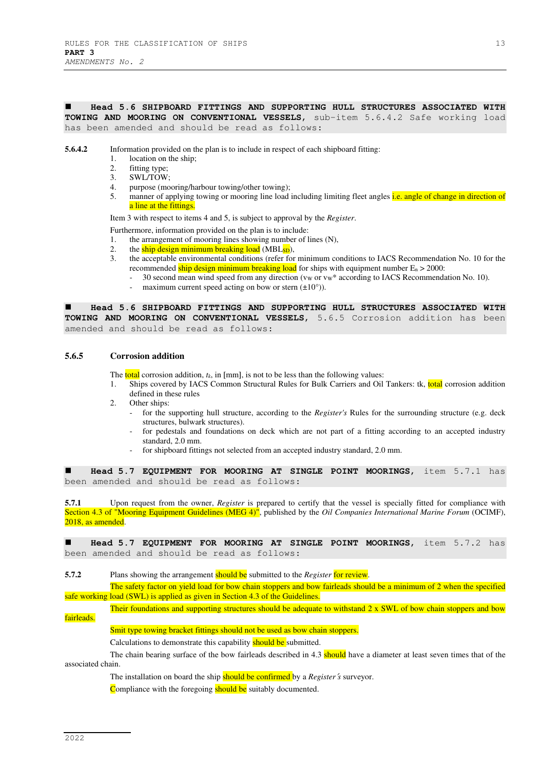■ **Head 5.6 SHIPBOARD FITTINGS AND SUPPORTING HULL STRUCTURES ASSOCIATED WITH TOWING AND MOORING ON CONVENTIONAL VESSELS,** sub-item 5.6.4.2 Safe working load has been amended and should be read as follows:

**5.6.4.2** Information provided on the plan is to include in respect of each shipboard fitting:

1. location on the ship;
2. fitting type;
3. SWL/TOW;
4. purpose (mooring/harbour towing/other towing);
5. manner of applying towing or mooring line load including limiting fleet angles i.e. angle of change in direction of a line at the fittings.

Item 3 with respect to items 4 and 5, is subject to approval by the *Register*.

Furthermore, information provided on the plan is to include:

1. the arrangement of mooring lines showing number of lines (N),
2. the ship design minimum breaking load ($MBL_{SD}$),
3. the acceptable environmental conditions (refer for minimum conditions to IACS Recommendation No. 10 for the recommended ship design minimum breaking load for ships with equipment number $E_n > 2000$:
   - 30 second mean wind speed from any direction ($v_W$ or $v_W$* according to IACS Recommendation No. 10).
   - maximum current speed acting on bow or stern (±10°)).

■ **Head 5.6 SHIPBOARD FITTINGS AND SUPPORTING HULL STRUCTURES ASSOCIATED WITH TOWING AND MOORING ON CONVENTIONAL VESSELS,** 5.6.5 Corrosion addition has been amended and should be read as follows:

### 5.6.5 Corrosion addition

The total corrosion addition, $t_k$, in [mm], is not to be less than the following values:

1. Ships covered by IACS Common Structural Rules for Bulk Carriers and Oil Tankers: tk, total corrosion addition defined in these rules
2. Other ships:
   - for the supporting hull structure, according to the *Register's* Rules for the surrounding structure (e.g. deck structures, bulwark structures).
   - for pedestals and foundations on deck which are not part of a fitting according to an accepted industry standard, 2.0 mm.
   - for shipboard fittings not selected from an accepted industry standard, 2.0 mm.

■ **Head 5.7 EQUIPMENT FOR MOORING AT SINGLE POINT MOORINGS,** item 5.7.1 has been amended and should be read as follows:

**5.7.1** Upon request from the owner, *Register* is prepared to certify that the vessel is specially fitted for compliance with Section 4.3 of "Mooring Equipment Guidelines (MEG 4)", published by the *Oil Companies International Marine Forum* (OCIMF), 2018, as amended.

■ **Head 5.7 EQUIPMENT FOR MOORING AT SINGLE POINT MOORINGS,** item 5.7.2 has been amended and should be read as follows:

**5.7.2** Plans showing the arrangement should be submitted to the *Register* for review.

The safety factor on yield load for bow chain stoppers and bow fairleads should be a minimum of 2 when the specified safe working load (SWL) is applied as given in Section 4.3 of the Guidelines.

Their foundations and supporting structures should be adequate to withstand 2 x SWL of bow chain stoppers and bow fairleads.

Smit type towing bracket fittings should not be used as bow chain stoppers.

Calculations to demonstrate this capability should be submitted.

The chain bearing surface of the bow fairleads described in 4.3 should have a diameter at least seven times that of the associated chain.

The installation on board the ship should be confirmed by a *Register's* surveyor.

Compliance with the foregoing should be suitably documented.